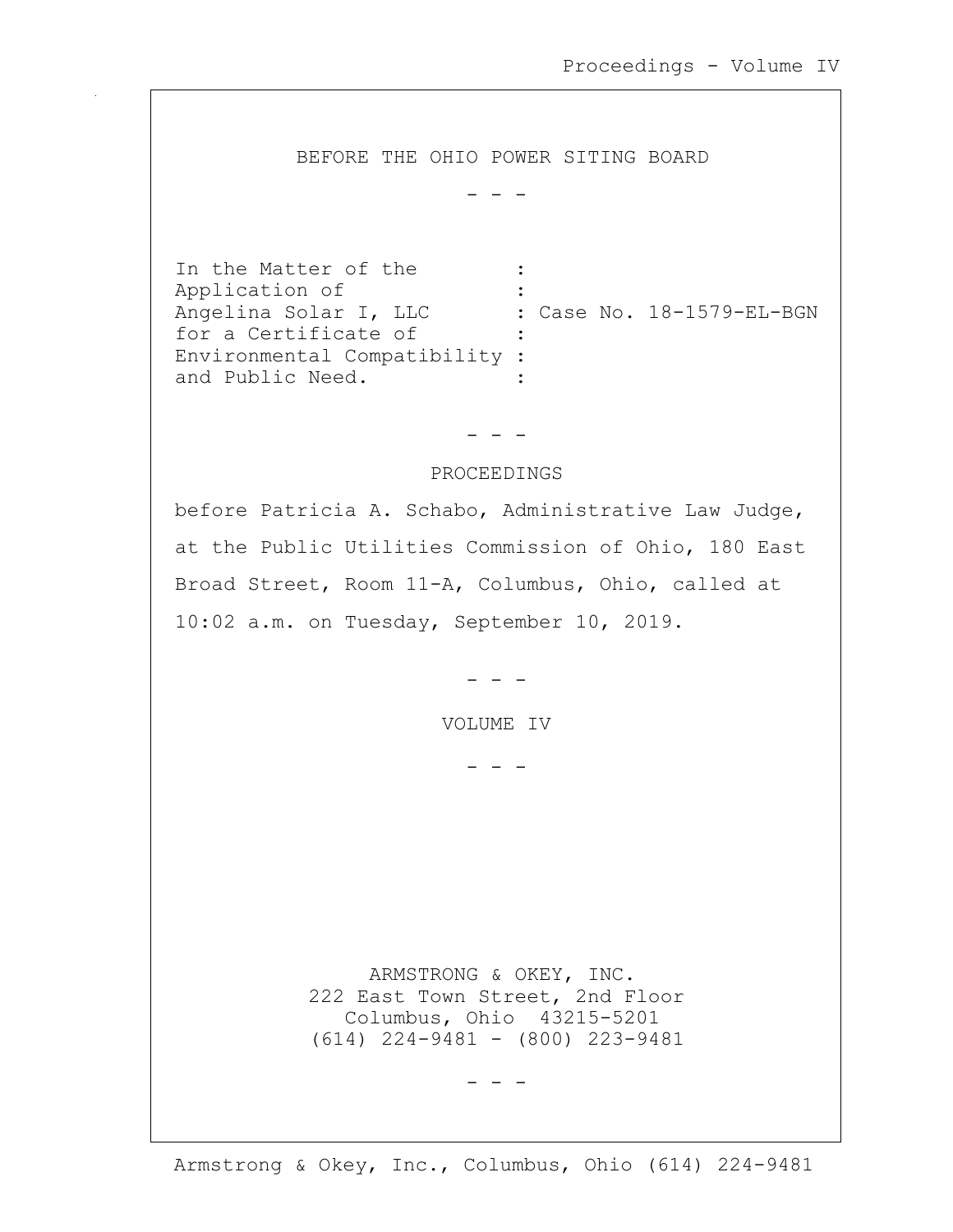BEFORE THE OHIO POWER SITING BOARD

\- - -

In the Matter of the Application of Angelina Solar I, LLC for a Certificate of Environmental Compatibility and Public Need. : Case No. 18-1579-EL-BGN

\- - -

PROCEEDINGS

before Patricia A. Schabo, Administrative Law Judge, at the Public Utilities Commission of Ohio, 180 East Broad Street, Room 11-A, Columbus, Ohio, called at 10:02 a.m. on Tuesday, September 10, 2019.

\- - -

VOLUME IV

\- - -

ARMSTRONG & OKEY, INC.
222 East Town Street, 2nd Floor
Columbus, Ohio 43215-5201
(614) 224-9481 - (800) 223-9481

\- - -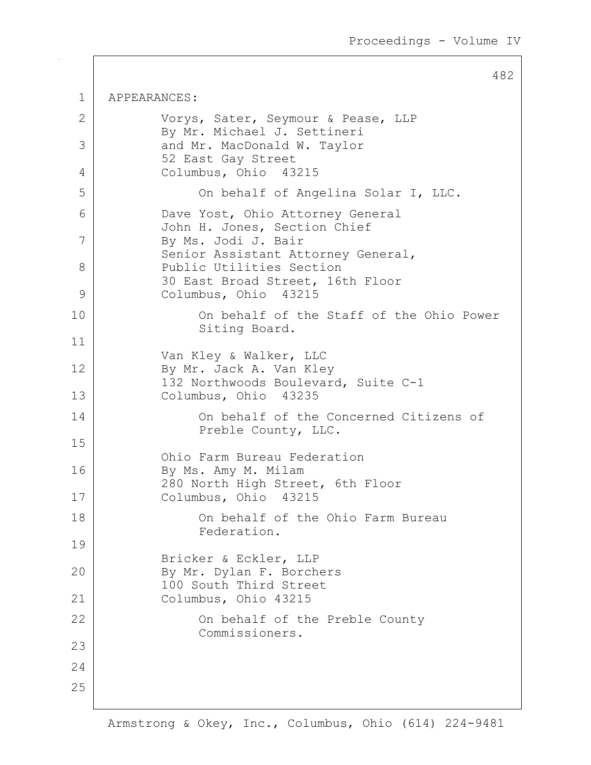APPEARANCES:

Vorys, Sater, Seymour & Pease, LLP
By Mr. Michael J. Settineri
and Mr. MacDonald W. Taylor
52 East Gay Street
Columbus, Ohio 43215

On behalf of Angelina Solar I, LLC.

Dave Yost, Ohio Attorney General
John H. Jones, Section Chief
By Ms. Jodi J. Bair
Senior Assistant Attorney General,
Public Utilities Section
30 East Broad Street, 16th Floor
Columbus, Ohio 43215

On behalf of the Staff of the Ohio Power Siting Board.

Van Kley & Walker, LLC
By Mr. Jack A. Van Kley
132 Northwoods Boulevard, Suite C-1
Columbus, Ohio 43235

On behalf of the Concerned Citizens of Preble County, LLC.

Ohio Farm Bureau Federation
By Ms. Amy M. Milam
280 North High Street, 6th Floor
Columbus, Ohio 43215

On behalf of the Ohio Farm Bureau Federation.

Bricker & Eckler, LLP
By Mr. Dylan F. Borchers
100 South Third Street
Columbus, Ohio 43215

On behalf of the Preble County Commissioners.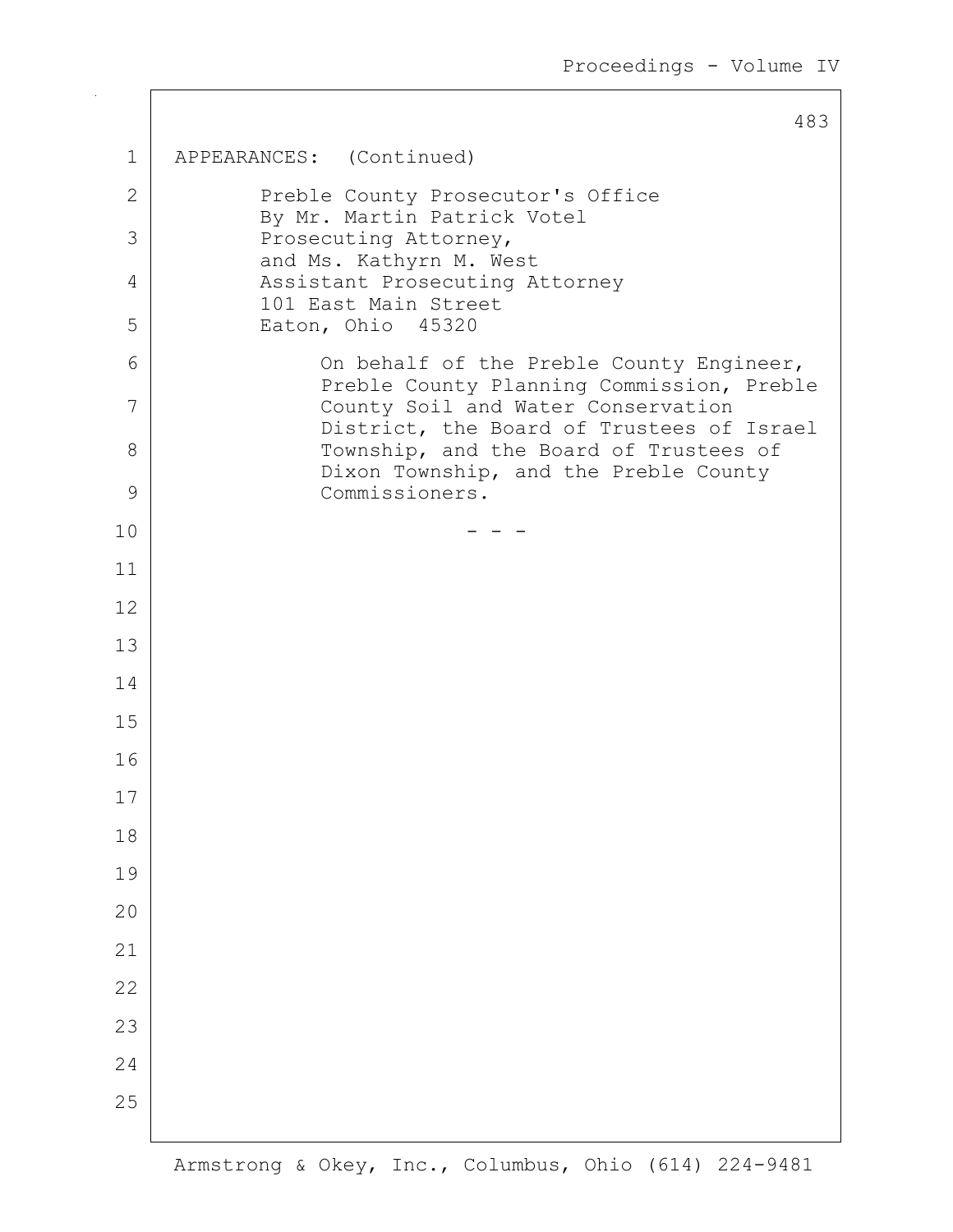APPEARANCES: (Continued)

Preble County Prosecutor's Office
By Mr. Martin Patrick Votel
Prosecuting Attorney,
and Ms. Kathyrn M. West
Assistant Prosecuting Attorney
101 East Main Street
Eaton, Ohio 45320

On behalf of the Preble County Engineer, Preble County Planning Commission, Preble County Soil and Water Conservation District, the Board of Trustees of Israel Township, and the Board of Trustees of Dixon Township, and the Preble County Commissioners.

\- - -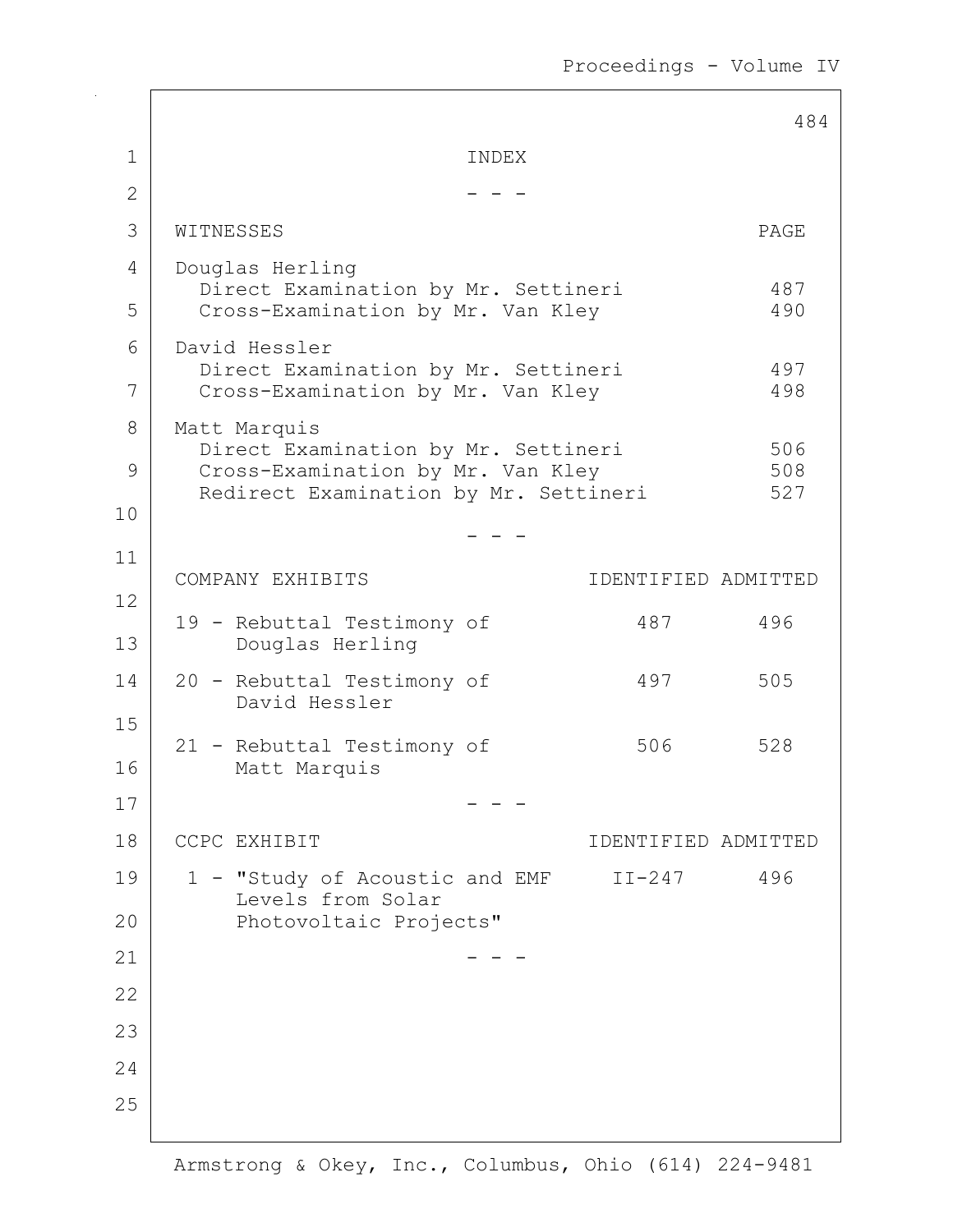# INDEX

- - -

| WITNESSES | PAGE |
|---|---|
| Douglas Herling | |
| Direct Examination by Mr. Settineri | 487 |
| Cross-Examination by Mr. Van Kley | 490 |
| David Hessler | |
| Direct Examination by Mr. Settineri | 497 |
| Cross-Examination by Mr. Van Kley | 498 |
| Matt Marquis | |
| Direct Examination by Mr. Settineri | 506 |
| Cross-Examination by Mr. Van Kley | 508 |
| Redirect Examination by Mr. Settineri | 527 |

- - -

| COMPANY EXHIBITS | IDENTIFIED | ADMITTED |
|---|---|---|
| 19 - Rebuttal Testimony of Douglas Herling | 487 | 496 |
| 20 - Rebuttal Testimony of David Hessler | 497 | 505 |
| 21 - Rebuttal Testimony of Matt Marquis | 506 | 528 |

- - -

| CCPC EXHIBIT | IDENTIFIED | ADMITTED |
|---|---|---|
| 1 - "Study of Acoustic and EMF Levels from Solar Photovoltaic Projects" | II-247 | 496 |

- - -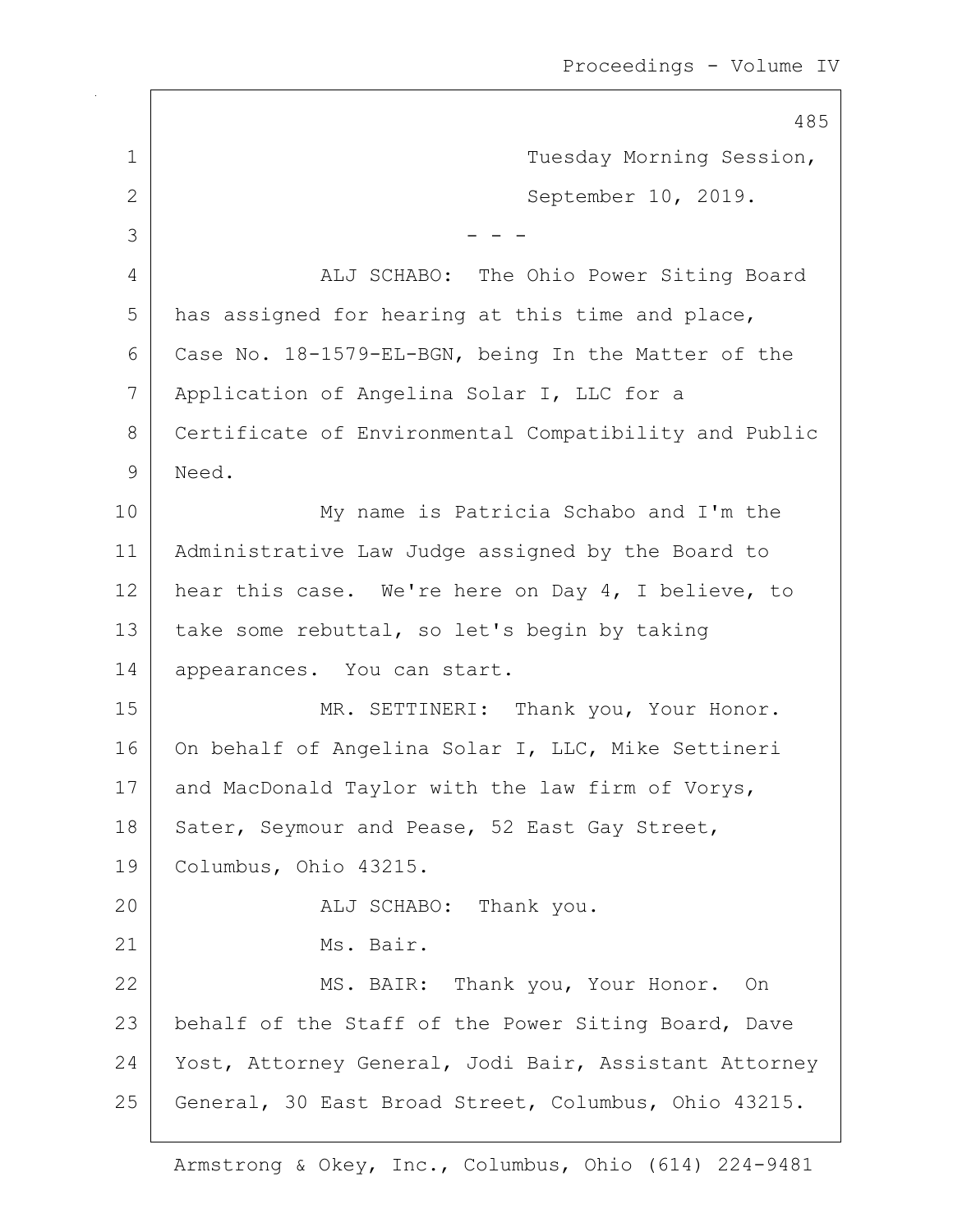Tuesday Morning Session,

September 10, 2019.

- - -

ALJ SCHABO: The Ohio Power Siting Board has assigned for hearing at this time and place, Case No. 18-1579-EL-BGN, being In the Matter of the Application of Angelina Solar I, LLC for a Certificate of Environmental Compatibility and Public Need.

My name is Patricia Schabo and I'm the Administrative Law Judge assigned by the Board to hear this case. We're here on Day 4, I believe, to take some rebuttal, so let's begin by taking appearances. You can start.

MR. SETTINERI: Thank you, Your Honor. On behalf of Angelina Solar I, LLC, Mike Settineri and MacDonald Taylor with the law firm of Vorys, Sater, Seymour and Pease, 52 East Gay Street, Columbus, Ohio 43215.

ALJ SCHABO: Thank you.

Ms. Bair.

MS. BAIR: Thank you, Your Honor. On behalf of the Staff of the Power Siting Board, Dave Yost, Attorney General, Jodi Bair, Assistant Attorney General, 30 East Broad Street, Columbus, Ohio 43215.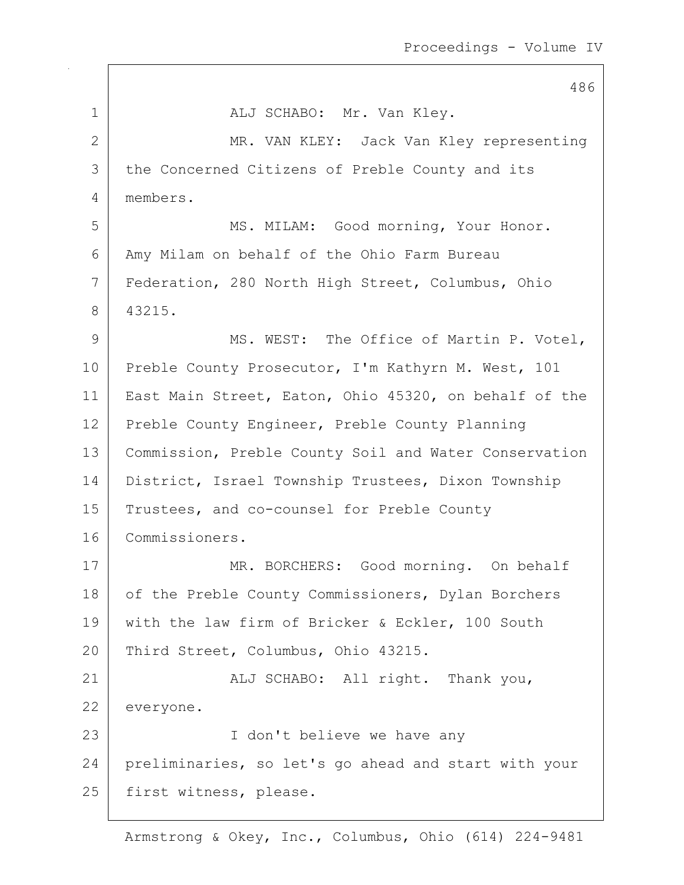ALJ SCHABO: Mr. Van Kley.

MR. VAN KLEY: Jack Van Kley representing the Concerned Citizens of Preble County and its members.

MS. MILAM: Good morning, Your Honor. Amy Milam on behalf of the Ohio Farm Bureau Federation, 280 North High Street, Columbus, Ohio 43215.

MS. WEST: The Office of Martin P. Votel, Preble County Prosecutor, I'm Kathyrn M. West, 101 East Main Street, Eaton, Ohio 45320, on behalf of the Preble County Engineer, Preble County Planning Commission, Preble County Soil and Water Conservation District, Israel Township Trustees, Dixon Township Trustees, and co-counsel for Preble County Commissioners.

MR. BORCHERS: Good morning. On behalf of the Preble County Commissioners, Dylan Borchers with the law firm of Bricker & Eckler, 100 South Third Street, Columbus, Ohio 43215.

ALJ SCHABO: All right. Thank you, everyone.

I don't believe we have any preliminaries, so let's go ahead and start with your first witness, please.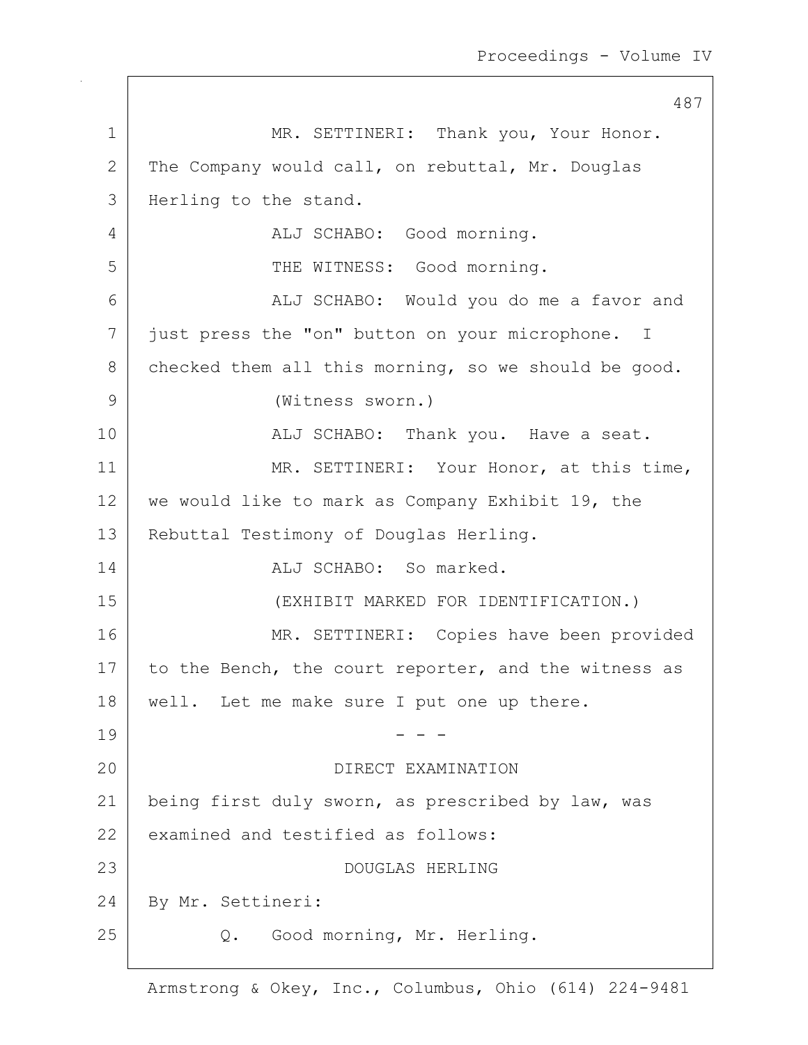MR. SETTINERI: Thank you, Your Honor. The Company would call, on rebuttal, Mr. Douglas Herling to the stand.

ALJ SCHABO: Good morning.

THE WITNESS: Good morning.

ALJ SCHABO: Would you do me a favor and just press the "on" button on your microphone. I checked them all this morning, so we should be good.

(Witness sworn.)

ALJ SCHABO: Thank you. Have a seat.

MR. SETTINERI: Your Honor, at this time, we would like to mark as Company Exhibit 19, the Rebuttal Testimony of Douglas Herling.

ALJ SCHABO: So marked.

(EXHIBIT MARKED FOR IDENTIFICATION.)

MR. SETTINERI: Copies have been provided to the Bench, the court reporter, and the witness as well. Let me make sure I put one up there.

\- - -

DIRECT EXAMINATION

being first duly sworn, as prescribed by law, was examined and testified as follows:

DOUGLAS HERLING

By Mr. Settineri:

Q. Good morning, Mr. Herling.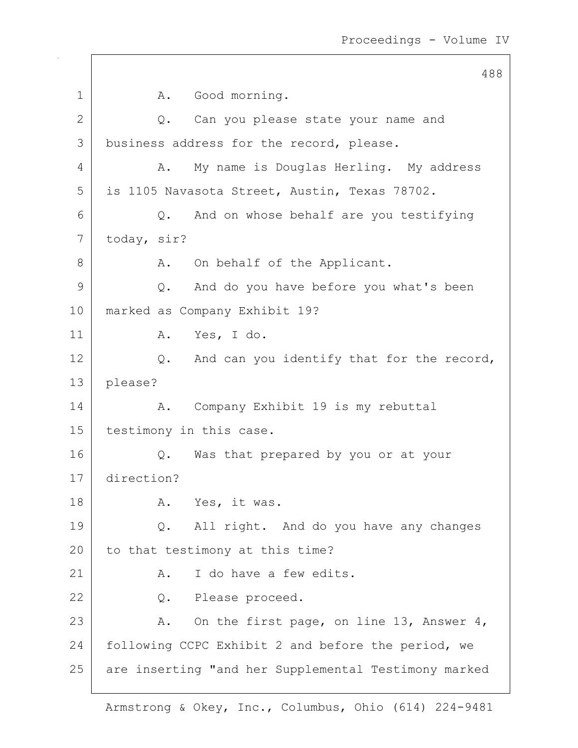A. Good morning.

Q. Can you please state your name and business address for the record, please.

A. My name is Douglas Herling. My address is 1105 Navasota Street, Austin, Texas 78702.

Q. And on whose behalf are you testifying today, sir?

A. On behalf of the Applicant.

Q. And do you have before you what's been marked as Company Exhibit 19?

A. Yes, I do.

Q. And can you identify that for the record, please?

A. Company Exhibit 19 is my rebuttal testimony in this case.

Q. Was that prepared by you or at your direction?

A. Yes, it was.

Q. All right. And do you have any changes to that testimony at this time?

A. I do have a few edits.

Q. Please proceed.

A. On the first page, on line 13, Answer 4, following CCPC Exhibit 2 and before the period, we are inserting "and her Supplemental Testimony marked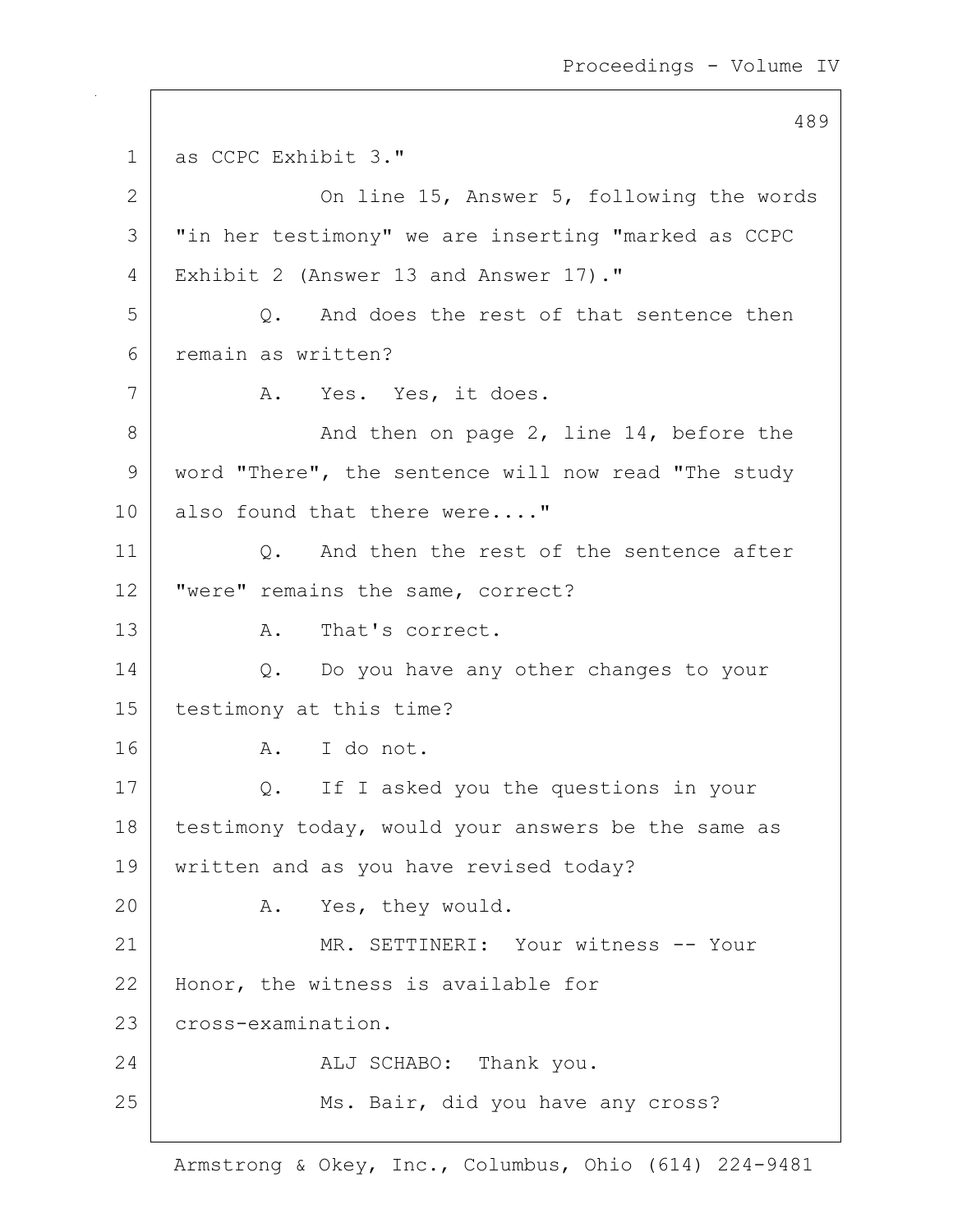as CCPC Exhibit 3."

On line 15, Answer 5, following the words "in her testimony" we are inserting "marked as CCPC Exhibit 2 (Answer 13 and Answer 17)."

Q. And does the rest of that sentence then remain as written?

A. Yes. Yes, it does.

And then on page 2, line 14, before the word "There", the sentence will now read "The study also found that there were...."

Q. And then the rest of the sentence after "were" remains the same, correct?

A. That's correct.

Q. Do you have any other changes to your testimony at this time?

A. I do not.

Q. If I asked you the questions in your testimony today, would your answers be the same as written and as you have revised today?

A. Yes, they would.

MR. SETTINERI: Your witness -- Your Honor, the witness is available for cross-examination.

ALJ SCHABO: Thank you.

Ms. Bair, did you have any cross?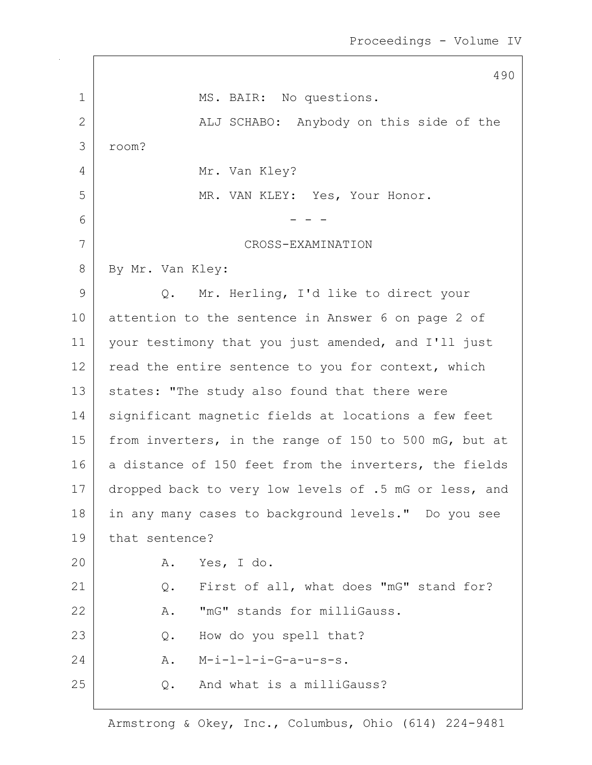MS. BAIR: No questions.

ALJ SCHABO: Anybody on this side of the room?

Mr. Van Kley?

MR. VAN KLEY: Yes, Your Honor.

- - -

CROSS-EXAMINATION

By Mr. Van Kley:

Q. Mr. Herling, I'd like to direct your attention to the sentence in Answer 6 on page 2 of your testimony that you just amended, and I'll just read the entire sentence to you for context, which states: "The study also found that there were significant magnetic fields at locations a few feet from inverters, in the range of 150 to 500 mG, but at a distance of 150 feet from the inverters, the fields dropped back to very low levels of .5 mG or less, and in any many cases to background levels." Do you see that sentence?

A. Yes, I do.

Q. First of all, what does "mG" stand for?

A. "mG" stands for milliGauss.

Q. How do you spell that?

A. M-i-l-l-i-G-a-u-s-s.

Q. And what is a milliGauss?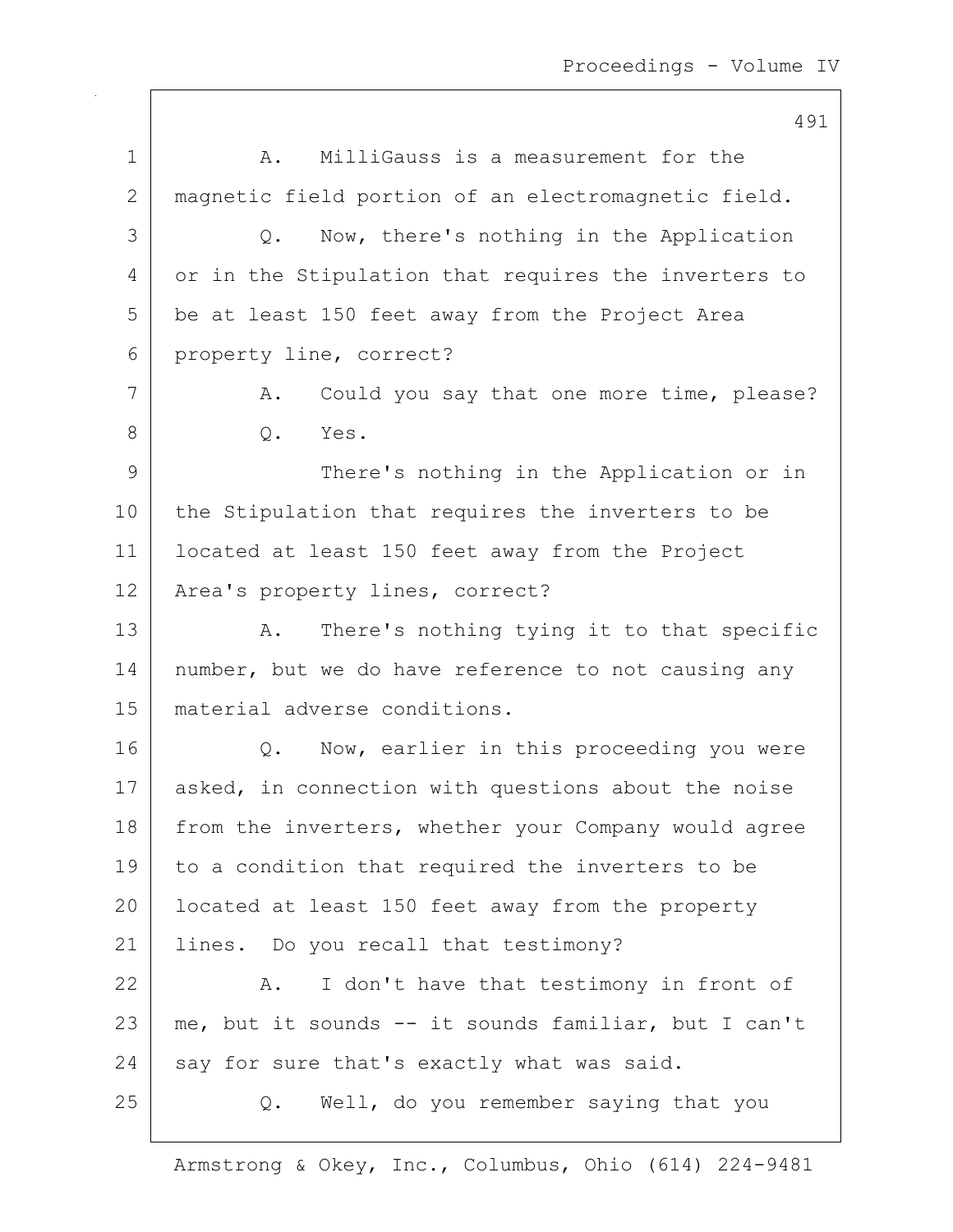A. MilliGauss is a measurement for the magnetic field portion of an electromagnetic field.

Q. Now, there's nothing in the Application or in the Stipulation that requires the inverters to be at least 150 feet away from the Project Area property line, correct?

A. Could you say that one more time, please?

Q. Yes.

There's nothing in the Application or in the Stipulation that requires the inverters to be located at least 150 feet away from the Project Area's property lines, correct?

A. There's nothing tying it to that specific number, but we do have reference to not causing any material adverse conditions.

Q. Now, earlier in this proceeding you were asked, in connection with questions about the noise from the inverters, whether your Company would agree to a condition that required the inverters to be located at least 150 feet away from the property lines. Do you recall that testimony?

A. I don't have that testimony in front of me, but it sounds -- it sounds familiar, but I can't say for sure that's exactly what was said.

Q. Well, do you remember saying that you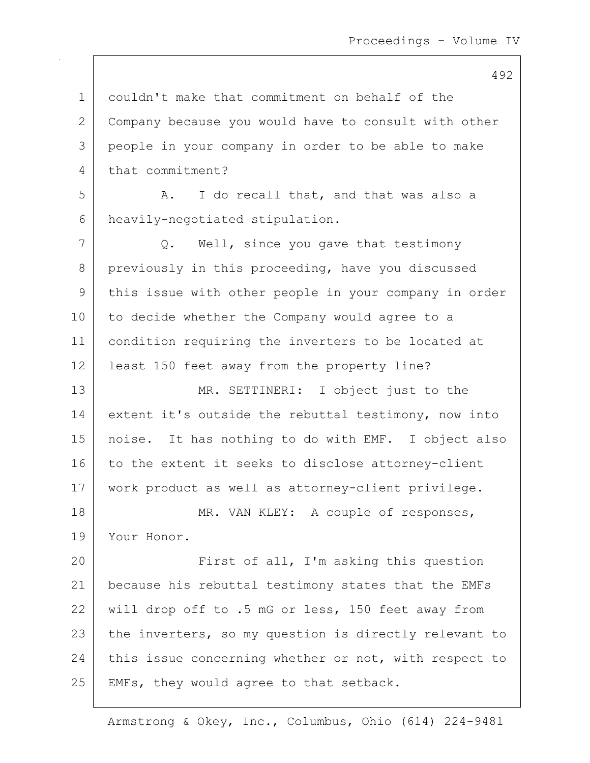couldn't make that commitment on behalf of the Company because you would have to consult with other people in your company in order to be able to make that commitment?

A. I do recall that, and that was also a heavily-negotiated stipulation.

Q. Well, since you gave that testimony previously in this proceeding, have you discussed this issue with other people in your company in order to decide whether the Company would agree to a condition requiring the inverters to be located at least 150 feet away from the property line?

MR. SETTINERI: I object just to the extent it's outside the rebuttal testimony, now into noise. It has nothing to do with EMF. I object also to the extent it seeks to disclose attorney-client work product as well as attorney-client privilege.

MR. VAN KLEY: A couple of responses, Your Honor.

First of all, I'm asking this question because his rebuttal testimony states that the EMFs will drop off to .5 mG or less, 150 feet away from the inverters, so my question is directly relevant to this issue concerning whether or not, with respect to EMFs, they would agree to that setback.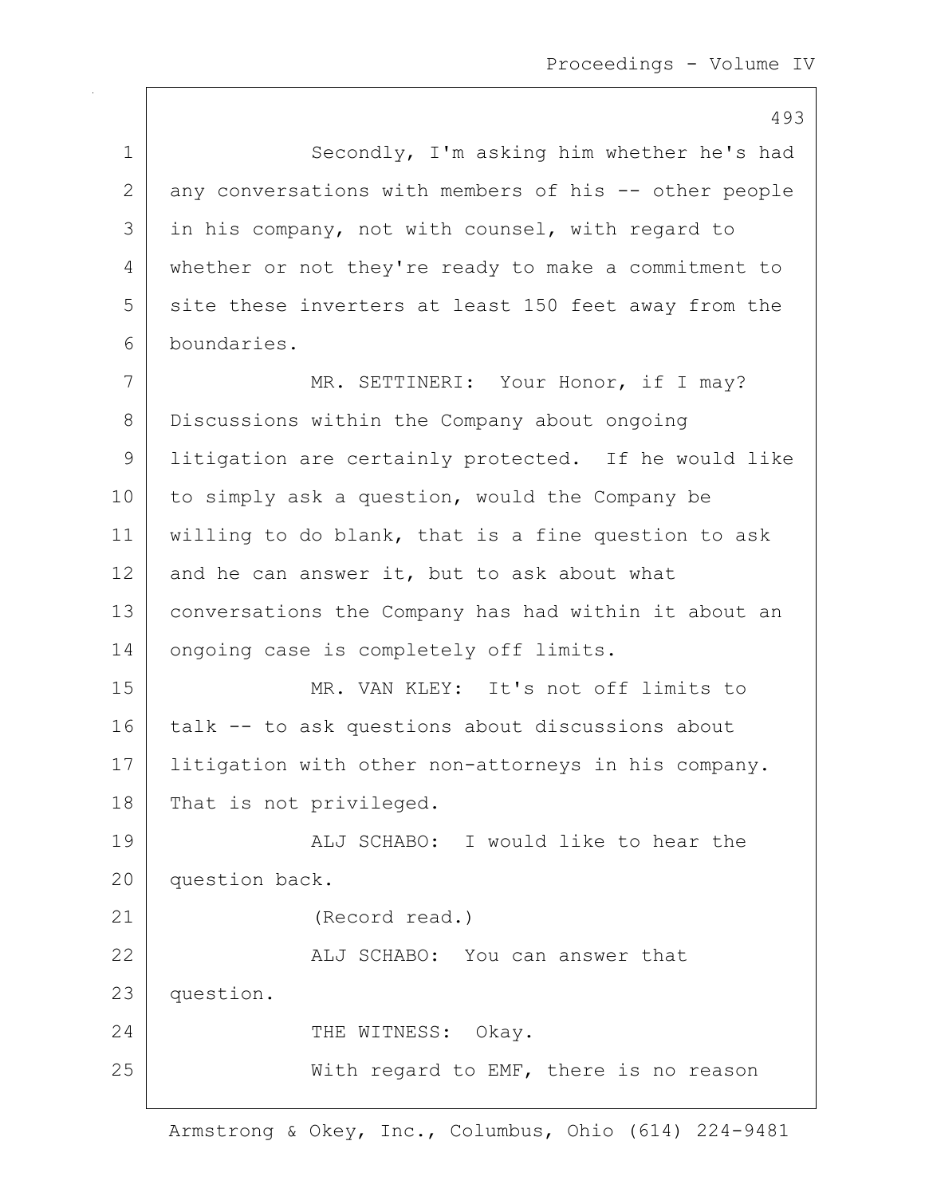Secondly, I'm asking him whether he's had any conversations with members of his -- other people in his company, not with counsel, with regard to whether or not they're ready to make a commitment to site these inverters at least 150 feet away from the boundaries.

MR. SETTINERI: Your Honor, if I may? Discussions within the Company about ongoing litigation are certainly protected. If he would like to simply ask a question, would the Company be willing to do blank, that is a fine question to ask and he can answer it, but to ask about what conversations the Company has had within it about an ongoing case is completely off limits.

MR. VAN KLEY: It's not off limits to talk -- to ask questions about discussions about litigation with other non-attorneys in his company. That is not privileged.

ALJ SCHABO: I would like to hear the question back.

(Record read.)

ALJ SCHABO: You can answer that question.

THE WITNESS: Okay.

With regard to EMF, there is no reason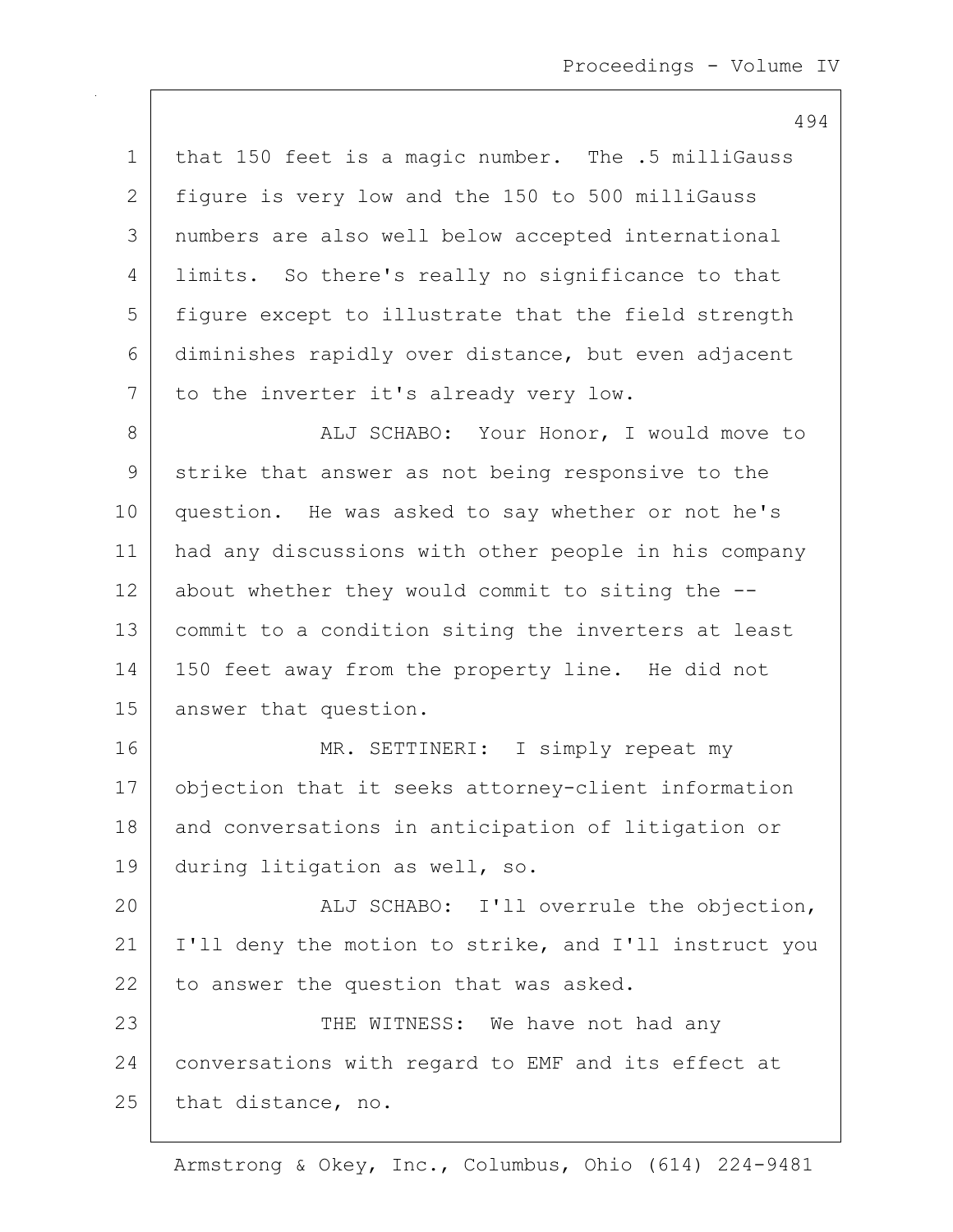that 150 feet is a magic number. The .5 milliGauss figure is very low and the 150 to 500 milliGauss numbers are also well below accepted international limits. So there's really no significance to that figure except to illustrate that the field strength diminishes rapidly over distance, but even adjacent to the inverter it's already very low.

ALJ SCHABO: Your Honor, I would move to strike that answer as not being responsive to the question. He was asked to say whether or not he's had any discussions with other people in his company about whether they would commit to siting the -- commit to a condition siting the inverters at least 150 feet away from the property line. He did not answer that question.

MR. SETTINERI: I simply repeat my objection that it seeks attorney-client information and conversations in anticipation of litigation or during litigation as well, so.

ALJ SCHABO: I'll overrule the objection, I'll deny the motion to strike, and I'll instruct you to answer the question that was asked.

THE WITNESS: We have not had any conversations with regard to EMF and its effect at that distance, no.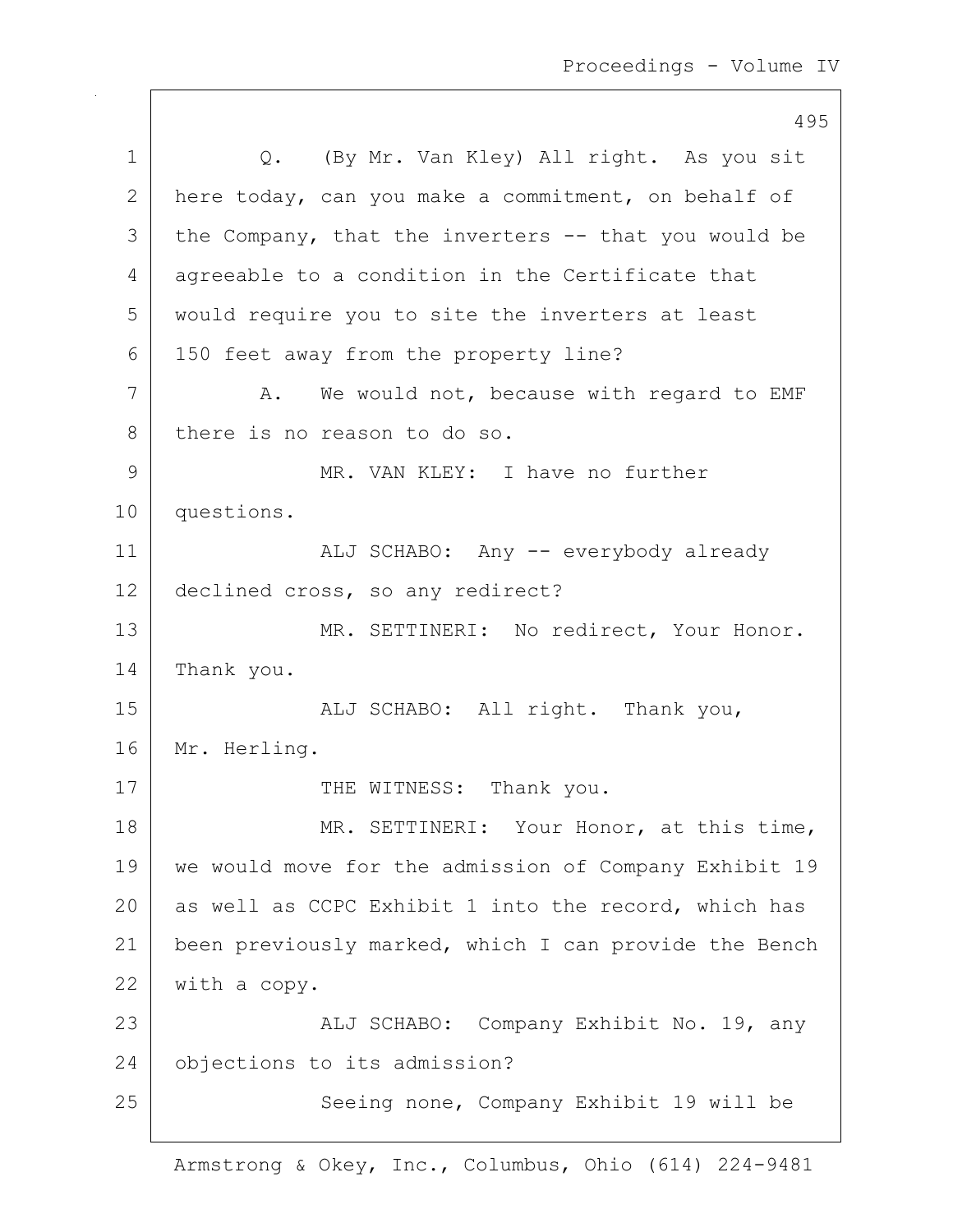Q. (By Mr. Van Kley) All right. As you sit here today, can you make a commitment, on behalf of the Company, that the inverters -- that you would be agreeable to a condition in the Certificate that would require you to site the inverters at least 150 feet away from the property line?

A. We would not, because with regard to EMF there is no reason to do so.

MR. VAN KLEY: I have no further questions.

ALJ SCHABO: Any -- everybody already declined cross, so any redirect?

MR. SETTINERI: No redirect, Your Honor. Thank you.

ALJ SCHABO: All right. Thank you, Mr. Herling.

THE WITNESS: Thank you.

MR. SETTINERI: Your Honor, at this time, we would move for the admission of Company Exhibit 19 as well as CCPC Exhibit 1 into the record, which has been previously marked, which I can provide the Bench with a copy.

ALJ SCHABO: Company Exhibit No. 19, any objections to its admission?

Seeing none, Company Exhibit 19 will be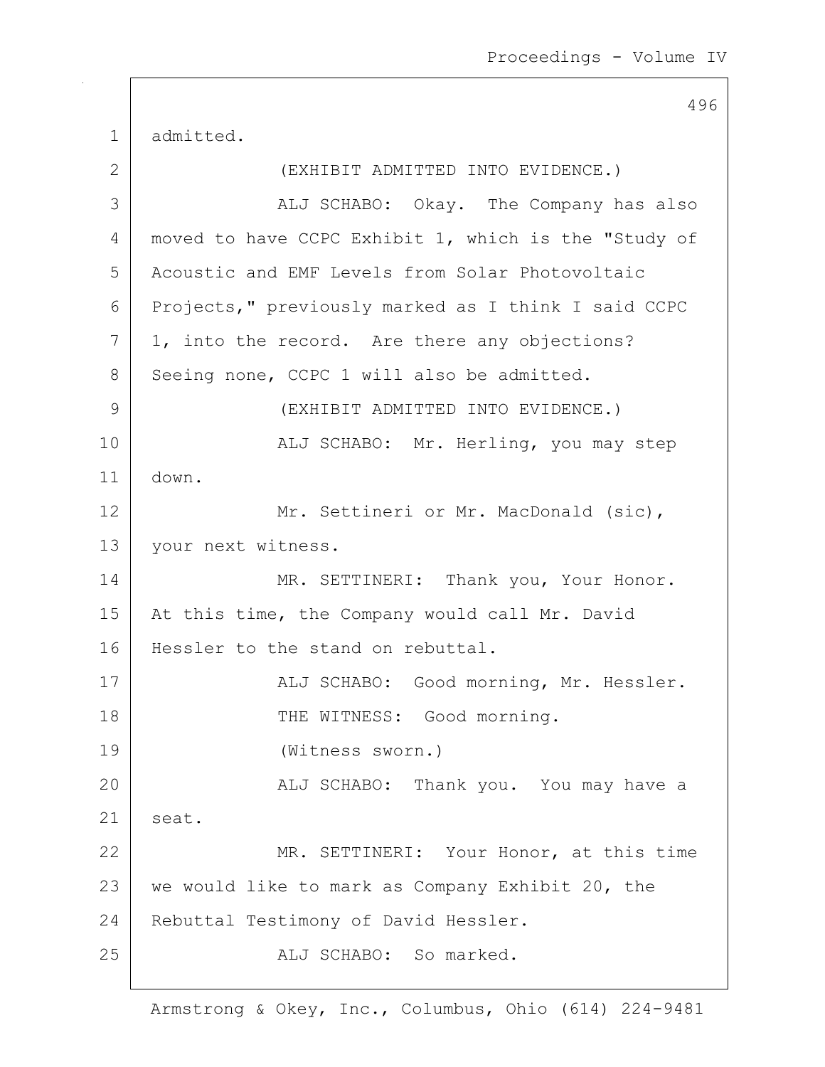admitted.

(EXHIBIT ADMITTED INTO EVIDENCE.)

ALJ SCHABO: Okay. The Company has also moved to have CCPC Exhibit 1, which is the "Study of Acoustic and EMF Levels from Solar Photovoltaic Projects," previously marked as I think I said CCPC 1, into the record. Are there any objections? Seeing none, CCPC 1 will also be admitted.

(EXHIBIT ADMITTED INTO EVIDENCE.)

ALJ SCHABO: Mr. Herling, you may step down.

Mr. Settineri or Mr. MacDonald (sic), your next witness.

MR. SETTINERI: Thank you, Your Honor. At this time, the Company would call Mr. David Hessler to the stand on rebuttal.

ALJ SCHABO: Good morning, Mr. Hessler.

THE WITNESS: Good morning.

(Witness sworn.)

ALJ SCHABO: Thank you. You may have a seat.

MR. SETTINERI: Your Honor, at this time we would like to mark as Company Exhibit 20, the Rebuttal Testimony of David Hessler.

ALJ SCHABO: So marked.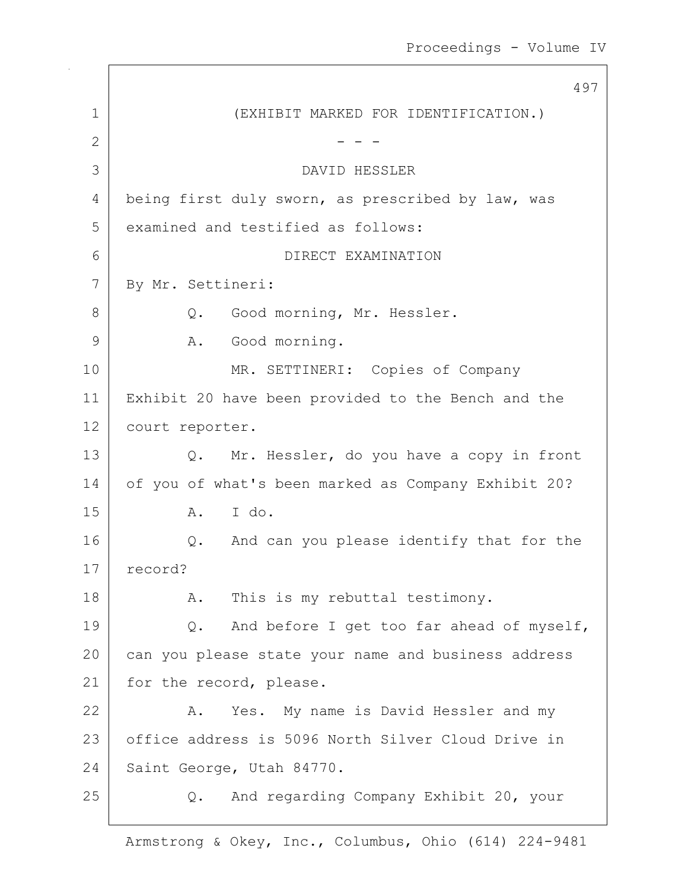(EXHIBIT MARKED FOR IDENTIFICATION.)

\- - -

DAVID HESSLER

being first duly sworn, as prescribed by law, was examined and testified as follows:

DIRECT EXAMINATION

By Mr. Settineri:

Q. Good morning, Mr. Hessler.

A. Good morning.

MR. SETTINERI: Copies of Company Exhibit 20 have been provided to the Bench and the court reporter.

Q. Mr. Hessler, do you have a copy in front of you of what's been marked as Company Exhibit 20?

A. I do.

Q. And can you please identify that for the record?

A. This is my rebuttal testimony.

Q. And before I get too far ahead of myself, can you please state your name and business address for the record, please.

A. Yes. My name is David Hessler and my office address is 5096 North Silver Cloud Drive in Saint George, Utah 84770.

Q. And regarding Company Exhibit 20, your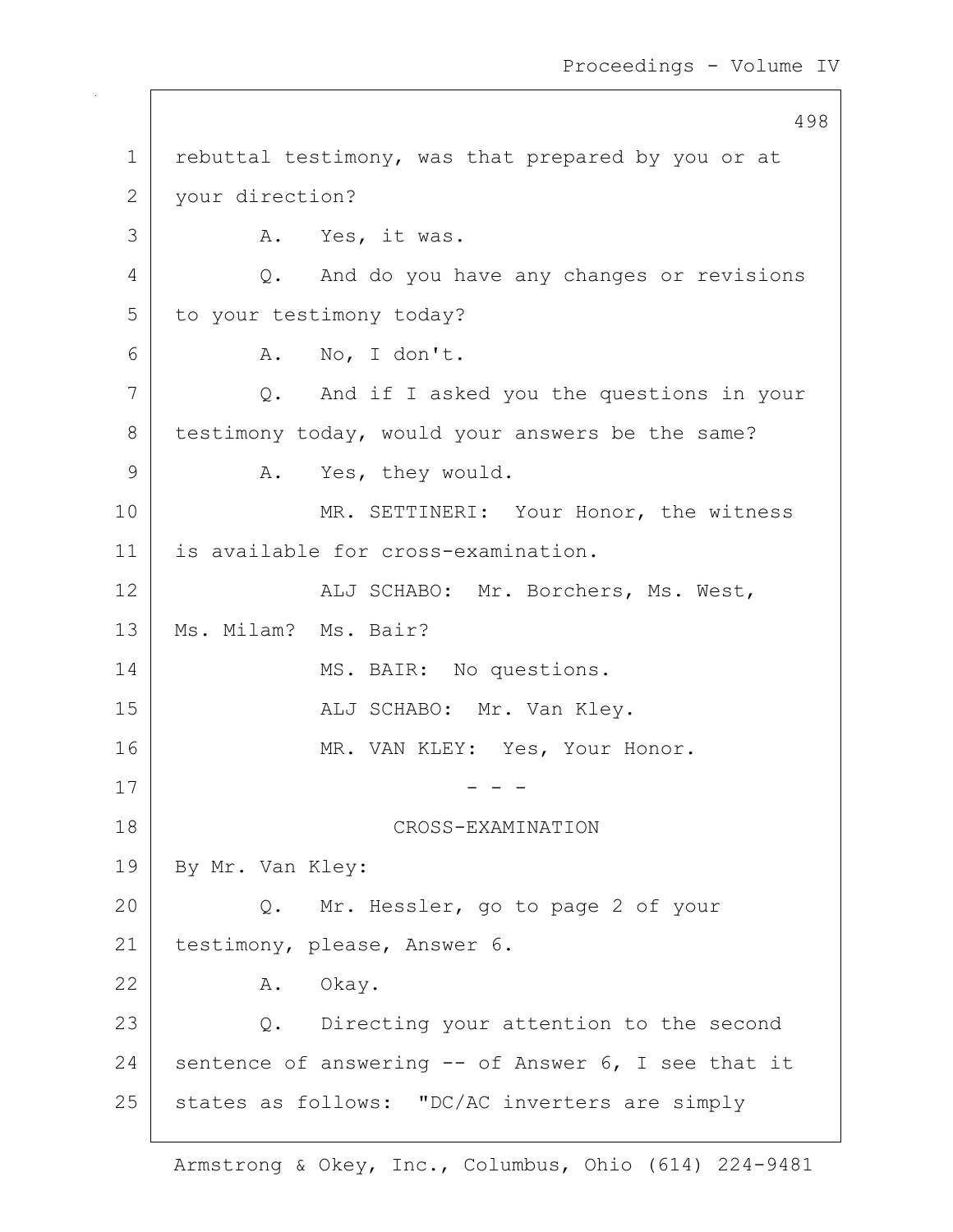rebuttal testimony, was that prepared by you or at your direction?

A. Yes, it was.

Q. And do you have any changes or revisions to your testimony today?

A. No, I don't.

Q. And if I asked you the questions in your testimony today, would your answers be the same?

A. Yes, they would.

MR. SETTINERI: Your Honor, the witness is available for cross-examination.

ALJ SCHABO: Mr. Borchers, Ms. West, Ms. Milam? Ms. Bair?

MS. BAIR: No questions.

ALJ SCHABO: Mr. Van Kley.

MR. VAN KLEY: Yes, Your Honor.

\- - -

CROSS-EXAMINATION

By Mr. Van Kley:

Q. Mr. Hessler, go to page 2 of your testimony, please, Answer 6.

A. Okay.

Q. Directing your attention to the second sentence of answering -- of Answer 6, I see that it states as follows: "DC/AC inverters are simply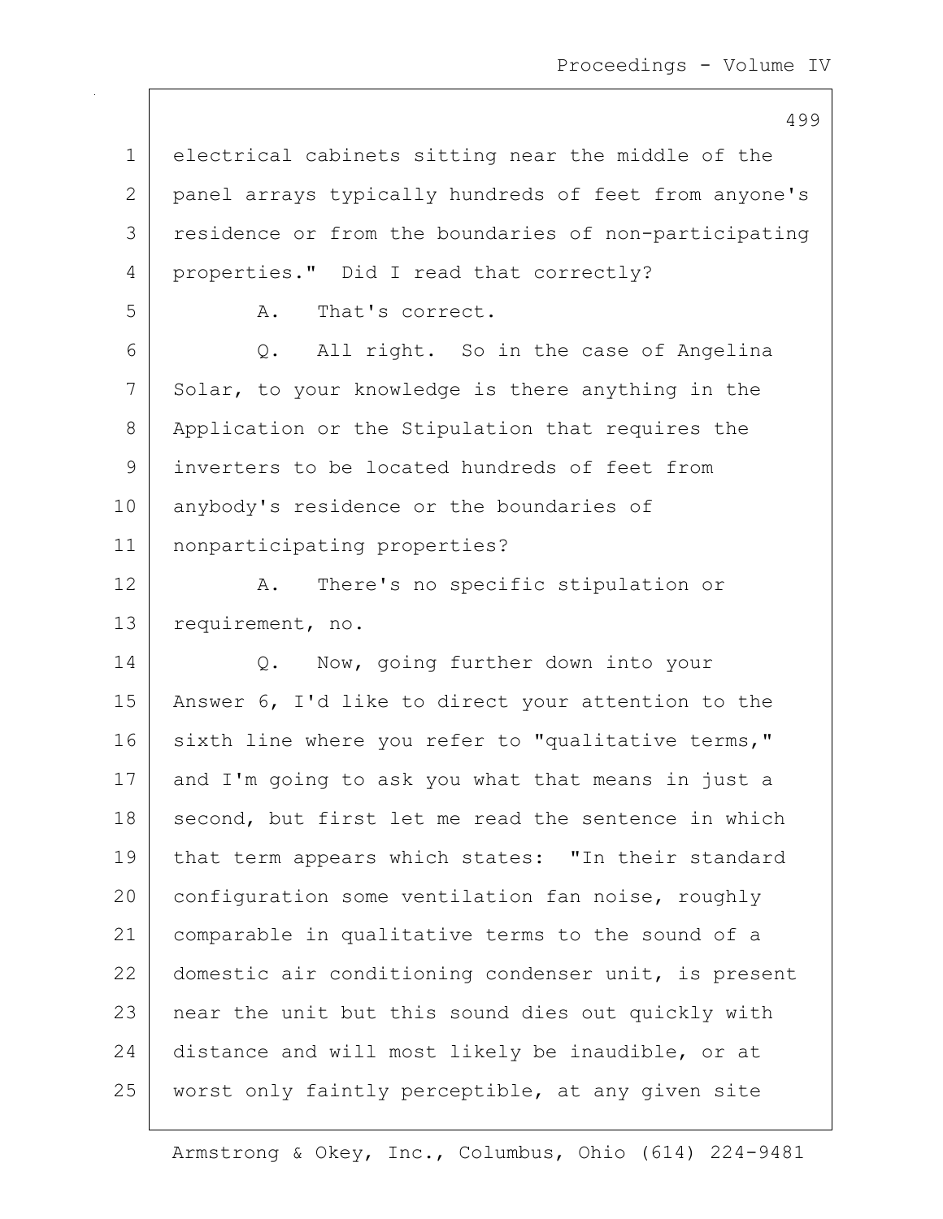electrical cabinets sitting near the middle of the panel arrays typically hundreds of feet from anyone's residence or from the boundaries of non-participating properties." Did I read that correctly?

A. That's correct.

Q. All right. So in the case of Angelina Solar, to your knowledge is there anything in the Application or the Stipulation that requires the inverters to be located hundreds of feet from anybody's residence or the boundaries of nonparticipating properties?

A. There's no specific stipulation or requirement, no.

Q. Now, going further down into your Answer 6, I'd like to direct your attention to the sixth line where you refer to "qualitative terms," and I'm going to ask you what that means in just a second, but first let me read the sentence in which that term appears which states: "In their standard configuration some ventilation fan noise, roughly comparable in qualitative terms to the sound of a domestic air conditioning condenser unit, is present near the unit but this sound dies out quickly with distance and will most likely be inaudible, or at worst only faintly perceptible, at any given site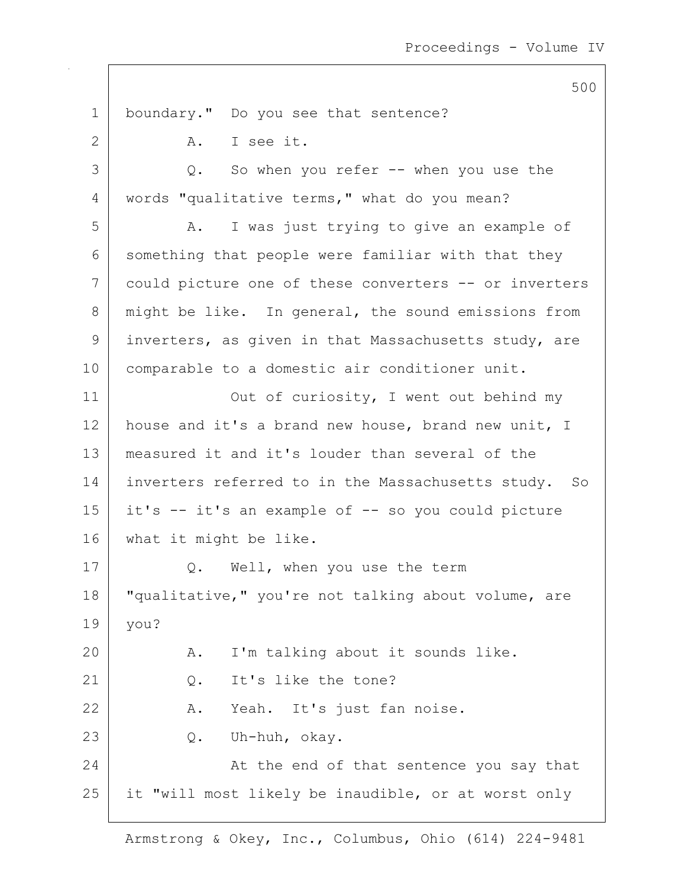boundary." Do you see that sentence?

A. I see it.

Q. So when you refer -- when you use the words "qualitative terms," what do you mean?

A. I was just trying to give an example of something that people were familiar with that they could picture one of these converters -- or inverters might be like. In general, the sound emissions from inverters, as given in that Massachusetts study, are comparable to a domestic air conditioner unit.

Out of curiosity, I went out behind my house and it's a brand new house, brand new unit, I measured it and it's louder than several of the inverters referred to in the Massachusetts study. So it's -- it's an example of -- so you could picture what it might be like.

Q. Well, when you use the term "qualitative," you're not talking about volume, are you?

A. I'm talking about it sounds like.

Q. It's like the tone?

A. Yeah. It's just fan noise.

Q. Uh-huh, okay.

At the end of that sentence you say that it "will most likely be inaudible, or at worst only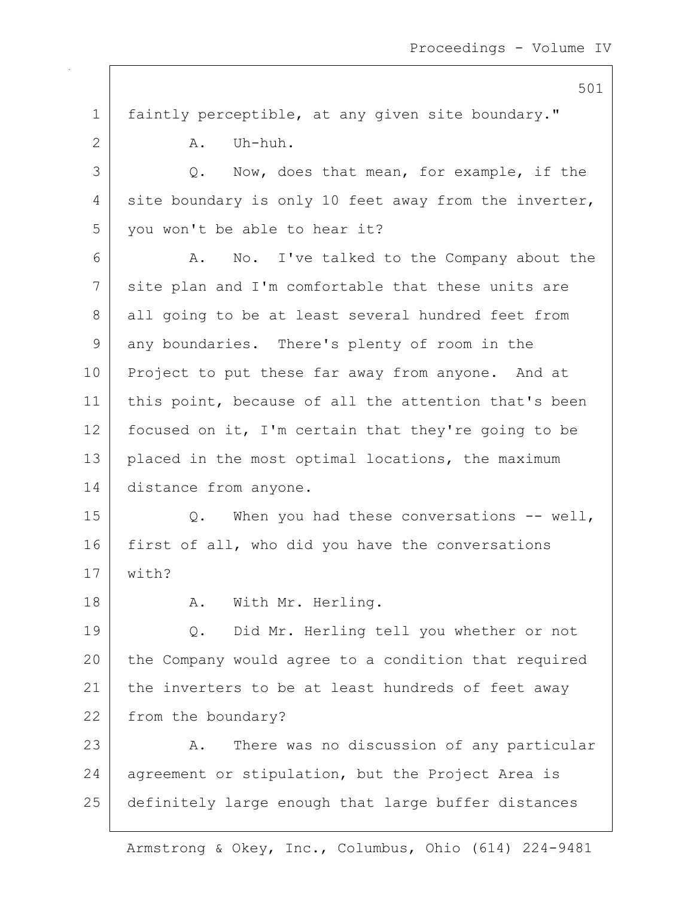faintly perceptible, at any given site boundary."

A. Uh-huh.

Q. Now, does that mean, for example, if the site boundary is only 10 feet away from the inverter, you won't be able to hear it?

A. No. I've talked to the Company about the site plan and I'm comfortable that these units are all going to be at least several hundred feet from any boundaries. There's plenty of room in the Project to put these far away from anyone. And at this point, because of all the attention that's been focused on it, I'm certain that they're going to be placed in the most optimal locations, the maximum distance from anyone.

Q. When you had these conversations -- well, first of all, who did you have the conversations with?

A. With Mr. Herling.

Q. Did Mr. Herling tell you whether or not the Company would agree to a condition that required the inverters to be at least hundreds of feet away from the boundary?

A. There was no discussion of any particular agreement or stipulation, but the Project Area is definitely large enough that large buffer distances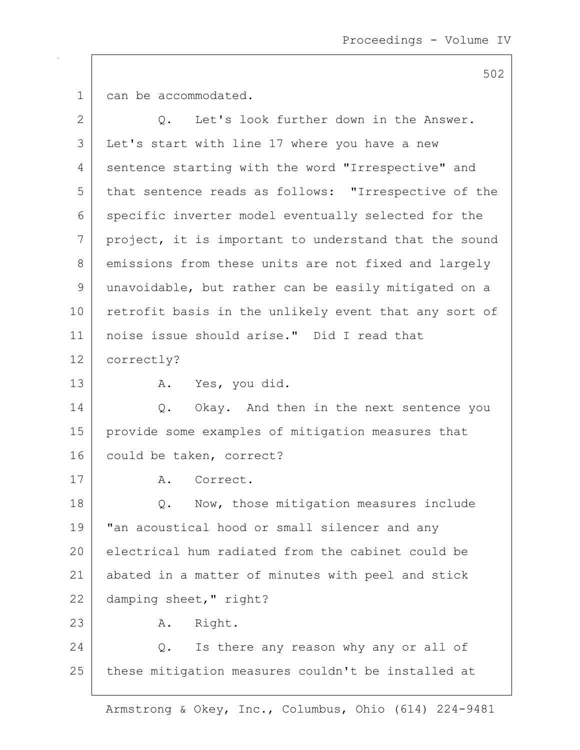can be accommodated.

Q. Let's look further down in the Answer. Let's start with line 17 where you have a new sentence starting with the word "Irrespective" and that sentence reads as follows: "Irrespective of the specific inverter model eventually selected for the project, it is important to understand that the sound emissions from these units are not fixed and largely unavoidable, but rather can be easily mitigated on a retrofit basis in the unlikely event that any sort of noise issue should arise." Did I read that correctly?

A. Yes, you did.

Q. Okay. And then in the next sentence you provide some examples of mitigation measures that could be taken, correct?

A. Correct.

Q. Now, those mitigation measures include "an acoustical hood or small silencer and any electrical hum radiated from the cabinet could be abated in a matter of minutes with peel and stick damping sheet," right?

A. Right.

Q. Is there any reason why any or all of these mitigation measures couldn't be installed at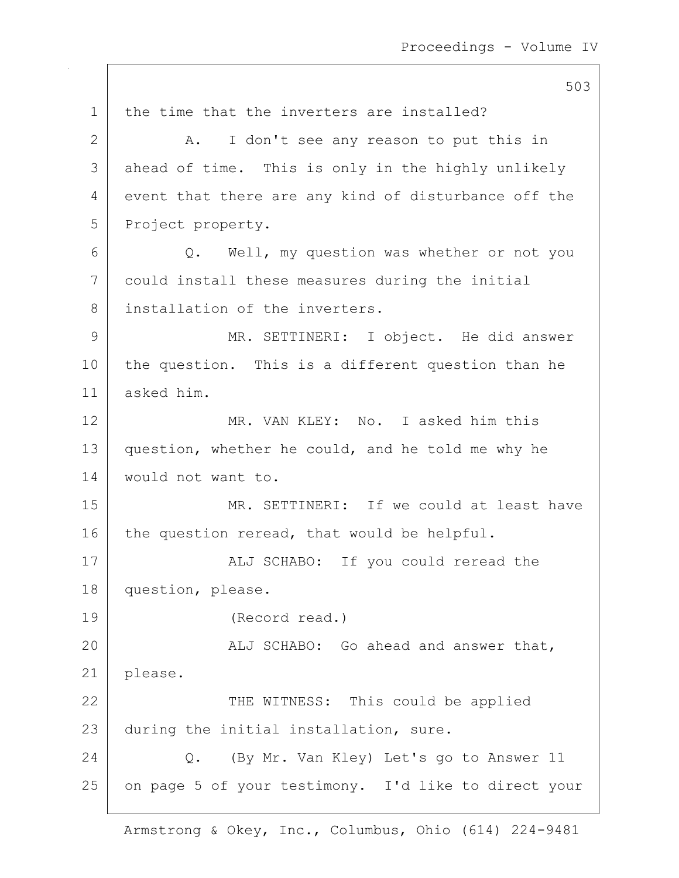the time that the inverters are installed?

A. I don't see any reason to put this in ahead of time. This is only in the highly unlikely event that there are any kind of disturbance off the Project property.

Q. Well, my question was whether or not you could install these measures during the initial installation of the inverters.

MR. SETTINERI: I object. He did answer the question. This is a different question than he asked him.

MR. VAN KLEY: No. I asked him this question, whether he could, and he told me why he would not want to.

MR. SETTINERI: If we could at least have the question reread, that would be helpful.

ALJ SCHABO: If you could reread the question, please.

(Record read.)

ALJ SCHABO: Go ahead and answer that, please.

THE WITNESS: This could be applied during the initial installation, sure.

Q. (By Mr. Van Kley) Let's go to Answer 11 on page 5 of your testimony. I'd like to direct your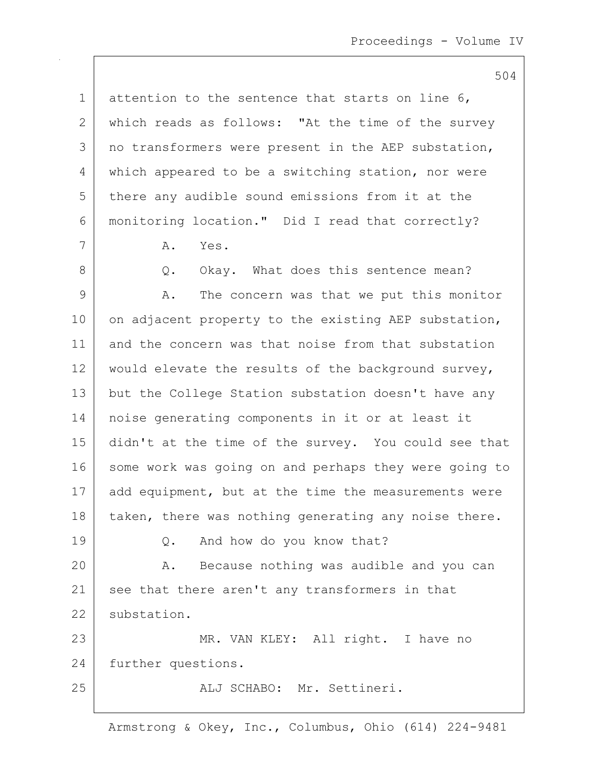attention to the sentence that starts on line 6, which reads as follows: "At the time of the survey no transformers were present in the AEP substation, which appeared to be a switching station, nor were there any audible sound emissions from it at the monitoring location." Did I read that correctly?

A. Yes.

Q. Okay. What does this sentence mean?

A. The concern was that we put this monitor on adjacent property to the existing AEP substation, and the concern was that noise from that substation would elevate the results of the background survey, but the College Station substation doesn't have any noise generating components in it or at least it didn't at the time of the survey. You could see that some work was going on and perhaps they were going to add equipment, but at the time the measurements were taken, there was nothing generating any noise there.

Q. And how do you know that?

A. Because nothing was audible and you can see that there aren't any transformers in that substation.

MR. VAN KLEY: All right. I have no further questions.

ALJ SCHABO: Mr. Settineri.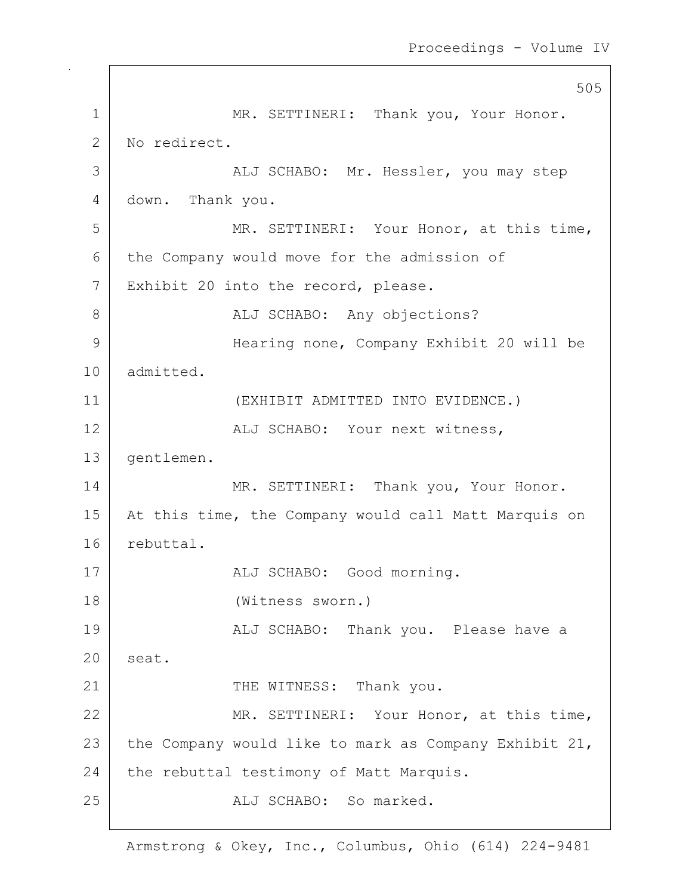MR. SETTINERI: Thank you, Your Honor. No redirect.

ALJ SCHABO: Mr. Hessler, you may step down. Thank you.

MR. SETTINERI: Your Honor, at this time, the Company would move for the admission of Exhibit 20 into the record, please.

ALJ SCHABO: Any objections?

Hearing none, Company Exhibit 20 will be admitted.

(EXHIBIT ADMITTED INTO EVIDENCE.)

ALJ SCHABO: Your next witness, gentlemen.

MR. SETTINERI: Thank you, Your Honor. At this time, the Company would call Matt Marquis on rebuttal.

ALJ SCHABO: Good morning.

(Witness sworn.)

ALJ SCHABO: Thank you. Please have a seat.

THE WITNESS: Thank you.

MR. SETTINERI: Your Honor, at this time, the Company would like to mark as Company Exhibit 21, the rebuttal testimony of Matt Marquis.

ALJ SCHABO: So marked.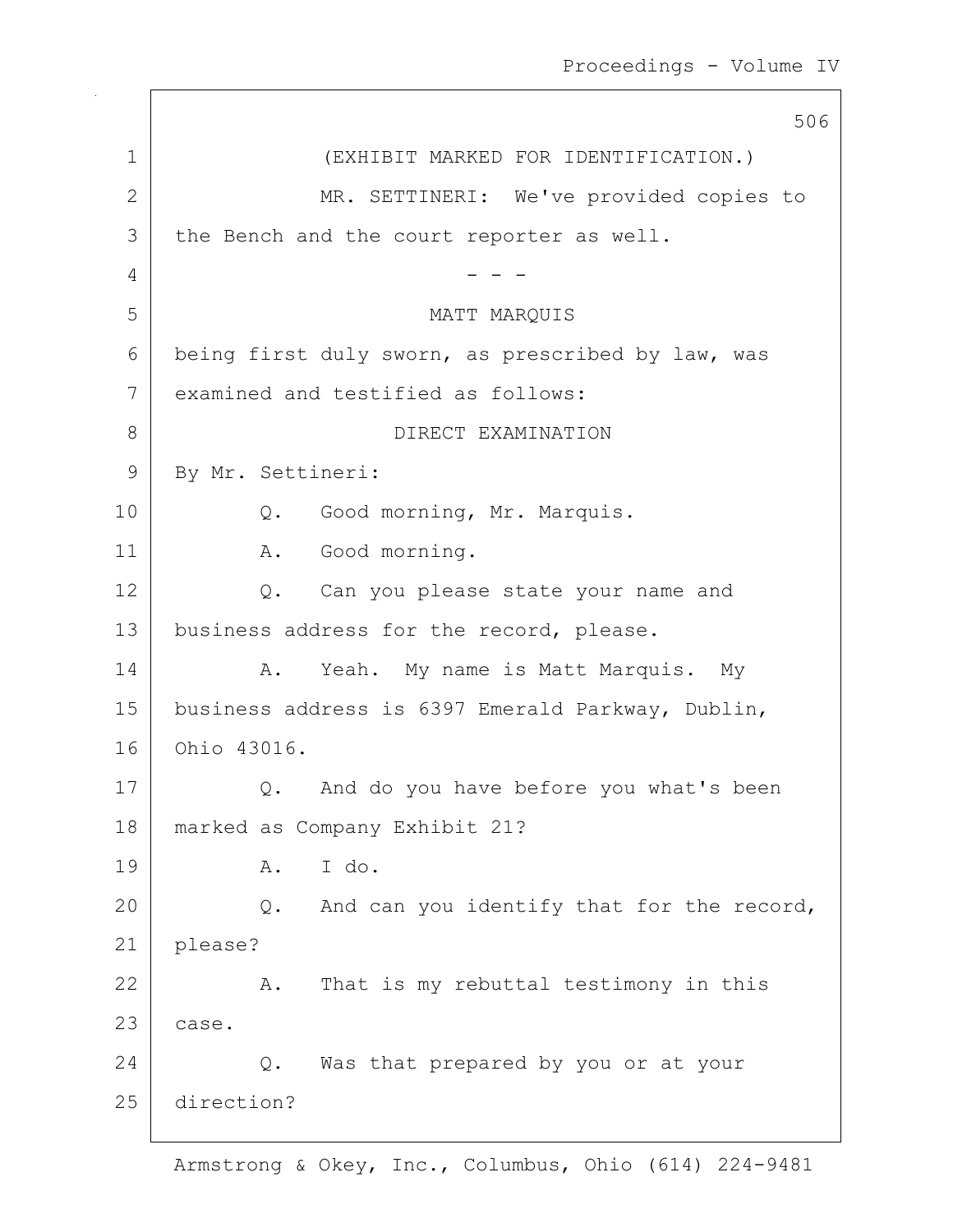(EXHIBIT MARKED FOR IDENTIFICATION.)

MR. SETTINERI: We've provided copies to the Bench and the court reporter as well.

- - -

MATT MARQUIS

being first duly sworn, as prescribed by law, was examined and testified as follows:

DIRECT EXAMINATION

By Mr. Settineri:

Q. Good morning, Mr. Marquis.

A. Good morning.

Q. Can you please state your name and business address for the record, please.

A. Yeah. My name is Matt Marquis. My business address is 6397 Emerald Parkway, Dublin, Ohio 43016.

Q. And do you have before you what's been marked as Company Exhibit 21?

A. I do.

Q. And can you identify that for the record, please?

A. That is my rebuttal testimony in this case.

Q. Was that prepared by you or at your direction?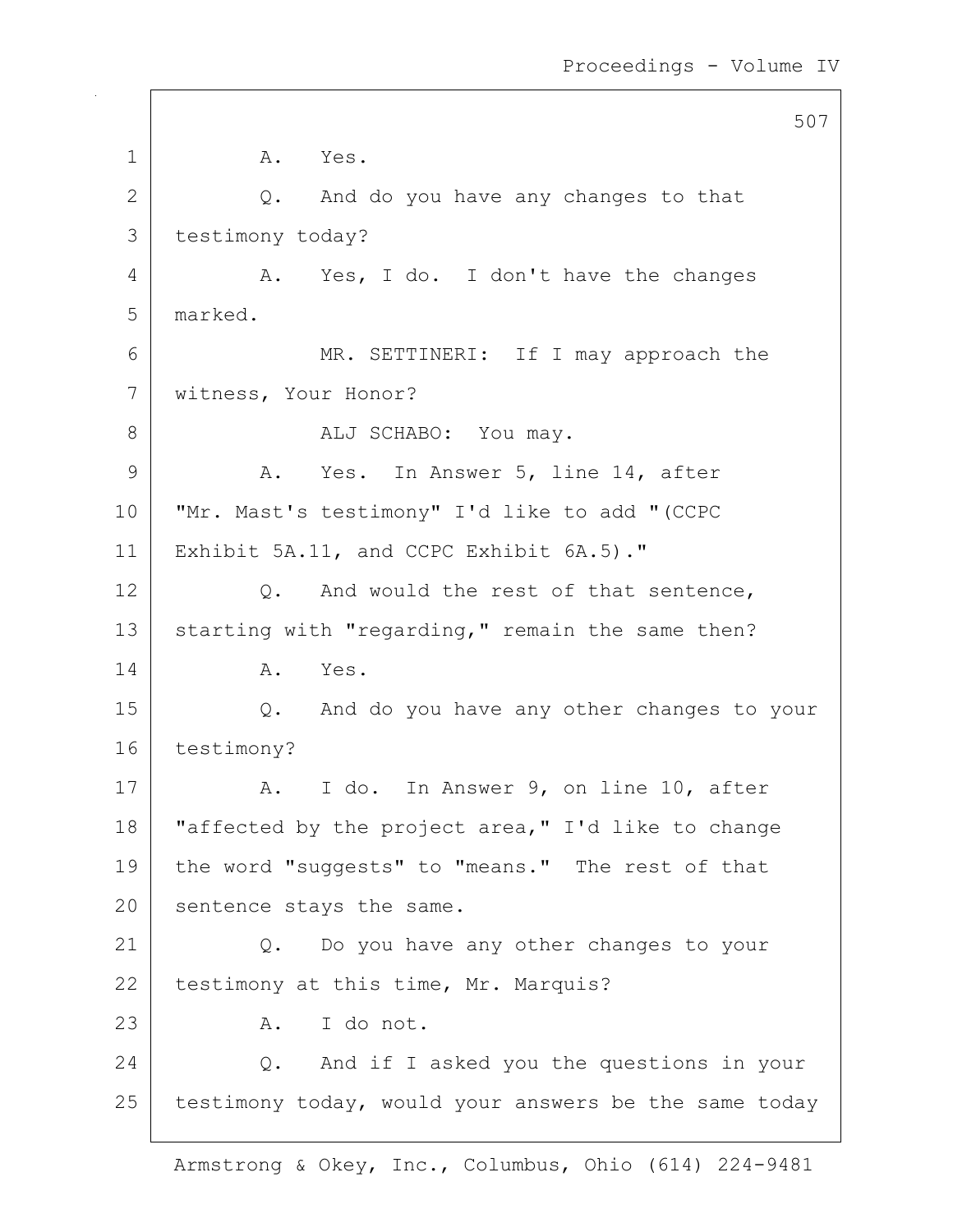1 A. Yes.

2 Q. And do you have any changes to that

3 testimony today?

4 A. Yes, I do. I don't have the changes

5 marked.

6 MR. SETTINERI: If I may approach the

7 witness, Your Honor?

8 ALJ SCHABO: You may.

9 A. Yes. In Answer 5, line 14, after

10 "Mr. Mast's testimony" I'd like to add "(CCPC

11 Exhibit 5A.11, and CCPC Exhibit 6A.5)."

12 Q. And would the rest of that sentence,

13 starting with "regarding," remain the same then?

14 A. Yes.

15 Q. And do you have any other changes to your

16 testimony?

17 A. I do. In Answer 9, on line 10, after

18 "affected by the project area," I'd like to change

19 the word "suggests" to "means." The rest of that

20 sentence stays the same.

21 Q. Do you have any other changes to your

22 testimony at this time, Mr. Marquis?

23 A. I do not.

24 Q. And if I asked you the questions in your

25 testimony today, would your answers be the same today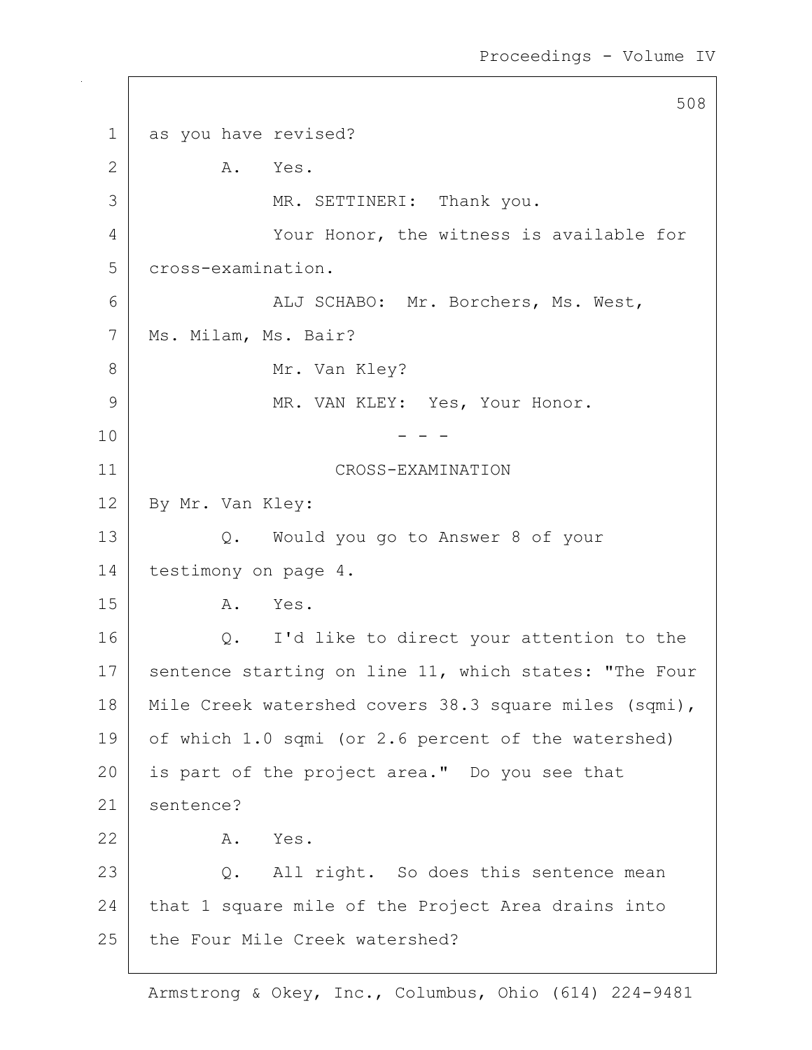as you have revised?

A. Yes.

MR. SETTINERI: Thank you.

Your Honor, the witness is available for cross-examination.

ALJ SCHABO: Mr. Borchers, Ms. West, Ms. Milam, Ms. Bair?

Mr. Van Kley?

MR. VAN KLEY: Yes, Your Honor.

\- - -

CROSS-EXAMINATION

By Mr. Van Kley:

Q. Would you go to Answer 8 of your testimony on page 4.

A. Yes.

Q. I'd like to direct your attention to the sentence starting on line 11, which states: "The Four Mile Creek watershed covers 38.3 square miles (sqmi), of which 1.0 sqmi (or 2.6 percent of the watershed) is part of the project area." Do you see that sentence?

A. Yes.

Q. All right. So does this sentence mean that 1 square mile of the Project Area drains into the Four Mile Creek watershed?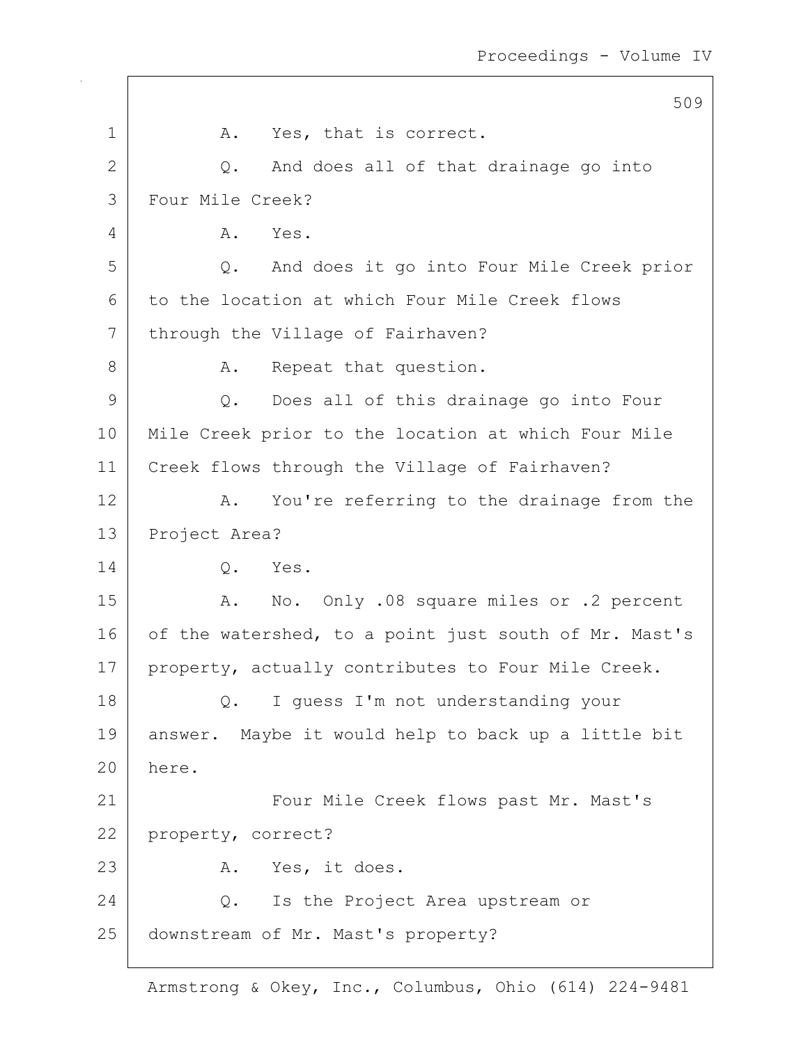A. Yes, that is correct.

Q. And does all of that drainage go into Four Mile Creek?

A. Yes.

Q. And does it go into Four Mile Creek prior to the location at which Four Mile Creek flows through the Village of Fairhaven?

A. Repeat that question.

Q. Does all of this drainage go into Four Mile Creek prior to the location at which Four Mile Creek flows through the Village of Fairhaven?

A. You're referring to the drainage from the Project Area?

Q. Yes.

A. No. Only .08 square miles or .2 percent of the watershed, to a point just south of Mr. Mast's property, actually contributes to Four Mile Creek.

Q. I guess I'm not understanding your answer. Maybe it would help to back up a little bit here.

Four Mile Creek flows past Mr. Mast's property, correct?

A. Yes, it does.

Q. Is the Project Area upstream or downstream of Mr. Mast's property?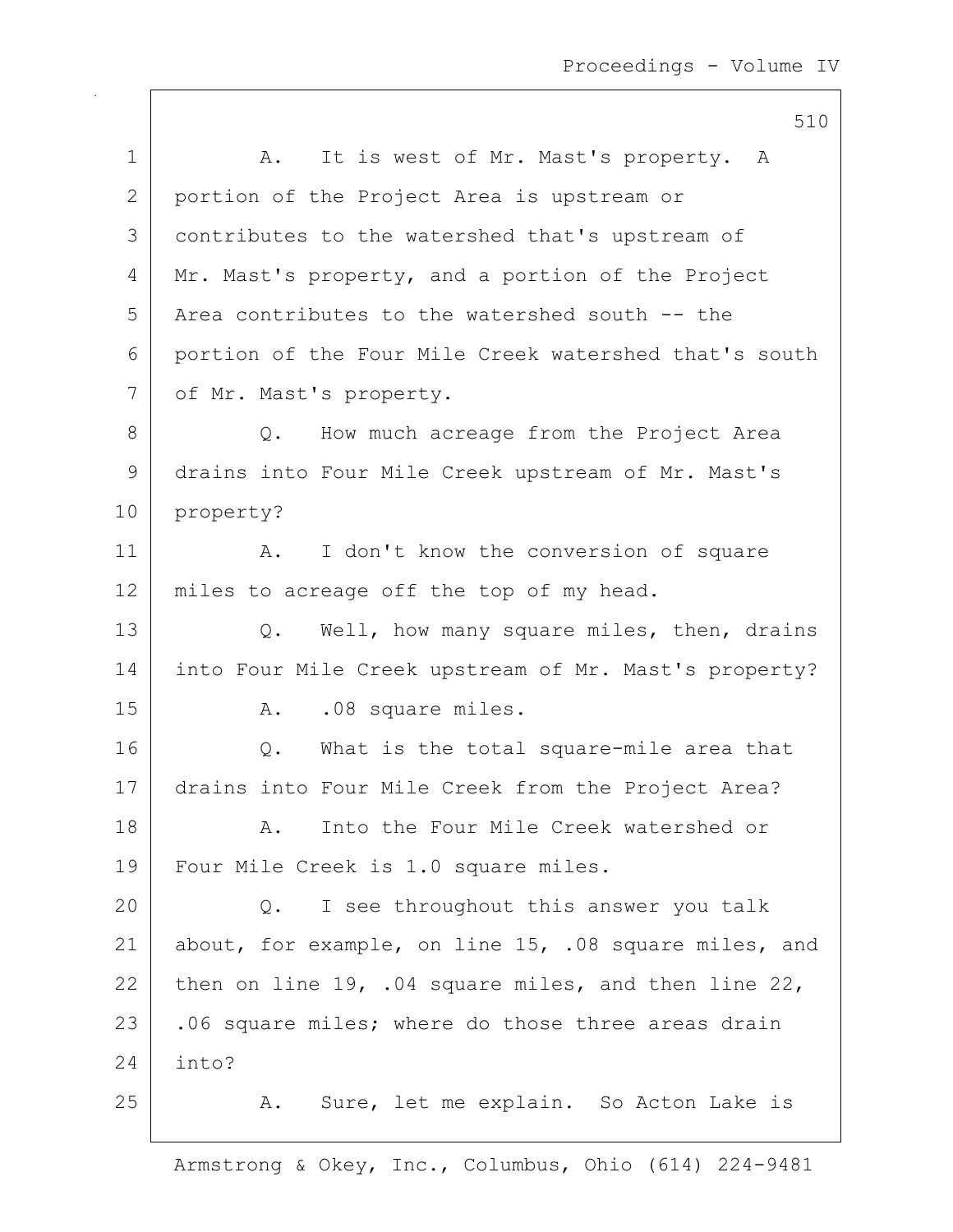A. It is west of Mr. Mast's property. A portion of the Project Area is upstream or contributes to the watershed that's upstream of Mr. Mast's property, and a portion of the Project Area contributes to the watershed south -- the portion of the Four Mile Creek watershed that's south of Mr. Mast's property.

Q. How much acreage from the Project Area drains into Four Mile Creek upstream of Mr. Mast's property?

A. I don't know the conversion of square miles to acreage off the top of my head.

Q. Well, how many square miles, then, drains into Four Mile Creek upstream of Mr. Mast's property?

A. .08 square miles.

Q. What is the total square-mile area that drains into Four Mile Creek from the Project Area?

A. Into the Four Mile Creek watershed or Four Mile Creek is 1.0 square miles.

Q. I see throughout this answer you talk about, for example, on line 15, .08 square miles, and then on line 19, .04 square miles, and then line 22, .06 square miles; where do those three areas drain into?

A. Sure, let me explain. So Acton Lake is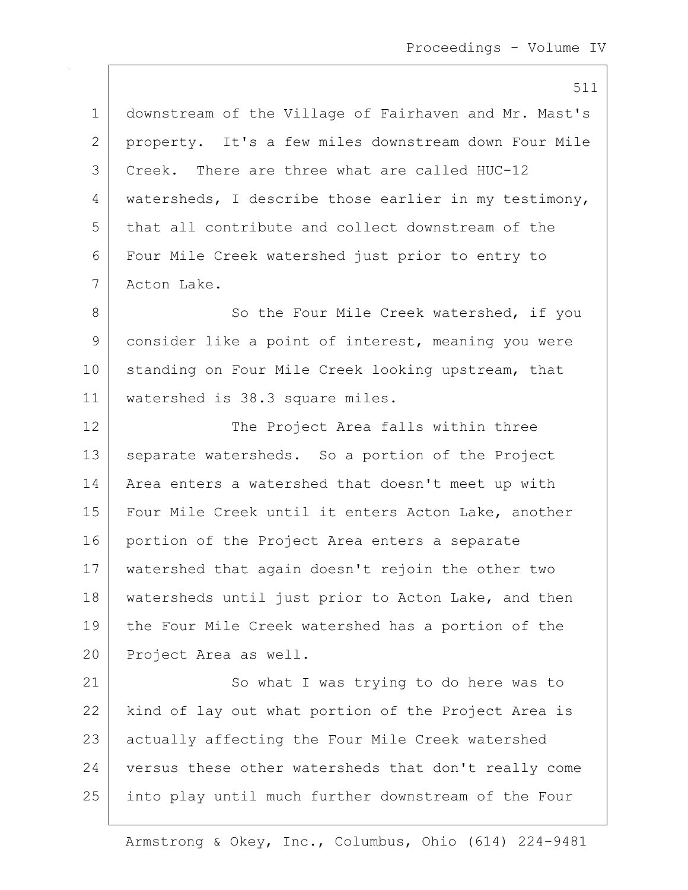downstream of the Village of Fairhaven and Mr. Mast's property. It's a few miles downstream down Four Mile Creek. There are three what are called HUC-12 watersheds, I describe those earlier in my testimony, that all contribute and collect downstream of the Four Mile Creek watershed just prior to entry to Acton Lake.

So the Four Mile Creek watershed, if you consider like a point of interest, meaning you were standing on Four Mile Creek looking upstream, that watershed is 38.3 square miles.

The Project Area falls within three separate watersheds. So a portion of the Project Area enters a watershed that doesn't meet up with Four Mile Creek until it enters Acton Lake, another portion of the Project Area enters a separate watershed that again doesn't rejoin the other two watersheds until just prior to Acton Lake, and then the Four Mile Creek watershed has a portion of the Project Area as well.

So what I was trying to do here was to kind of lay out what portion of the Project Area is actually affecting the Four Mile Creek watershed versus these other watersheds that don't really come into play until much further downstream of the Four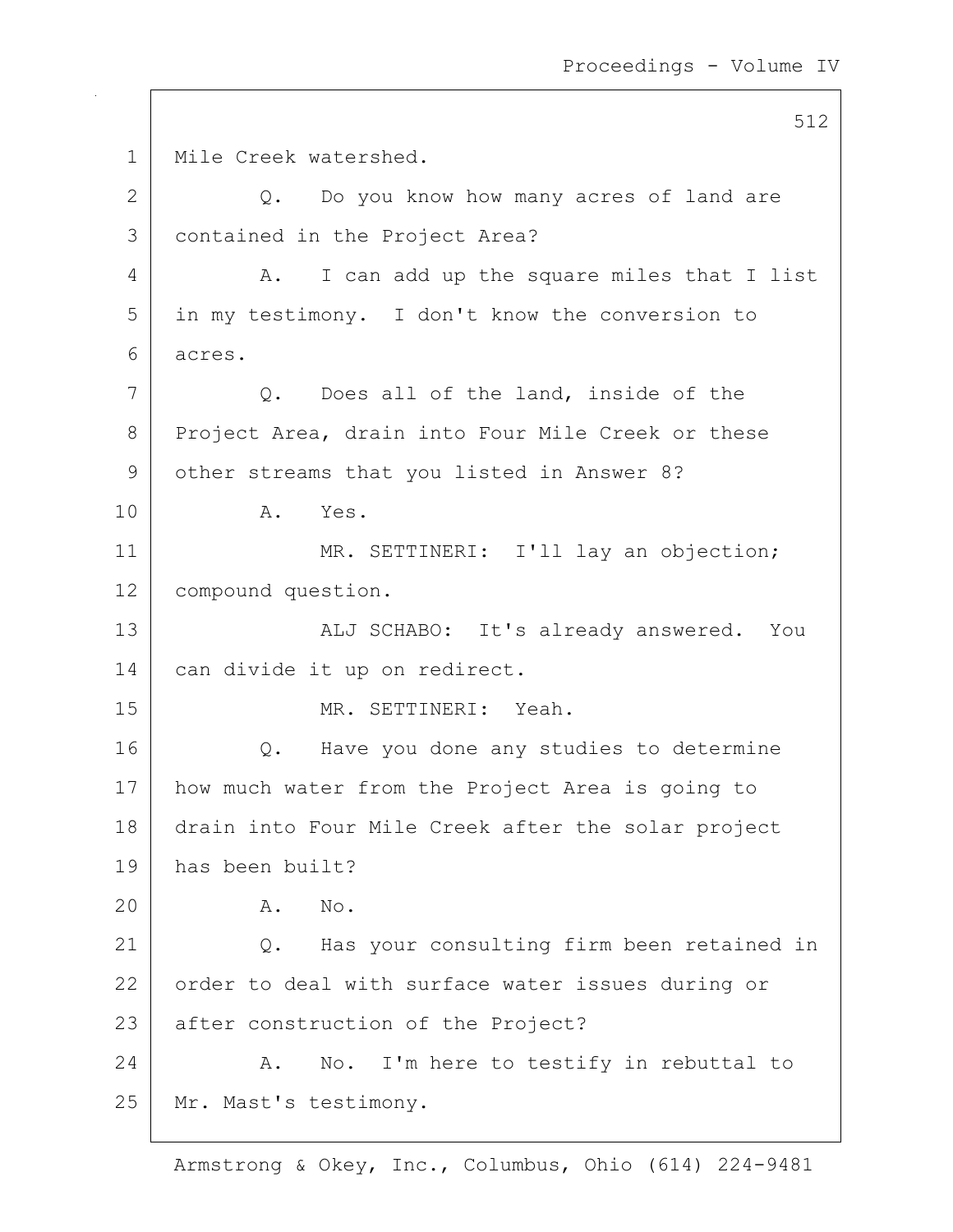Mile Creek watershed.

Q. Do you know how many acres of land are contained in the Project Area?

A. I can add up the square miles that I list in my testimony. I don't know the conversion to acres.

Q. Does all of the land, inside of the Project Area, drain into Four Mile Creek or these other streams that you listed in Answer 8?

A. Yes.

MR. SETTINERI: I'll lay an objection; compound question.

ALJ SCHABO: It's already answered. You can divide it up on redirect.

MR. SETTINERI: Yeah.

Q. Have you done any studies to determine how much water from the Project Area is going to drain into Four Mile Creek after the solar project has been built?

A. No.

Q. Has your consulting firm been retained in order to deal with surface water issues during or after construction of the Project?

A. No. I'm here to testify in rebuttal to Mr. Mast's testimony.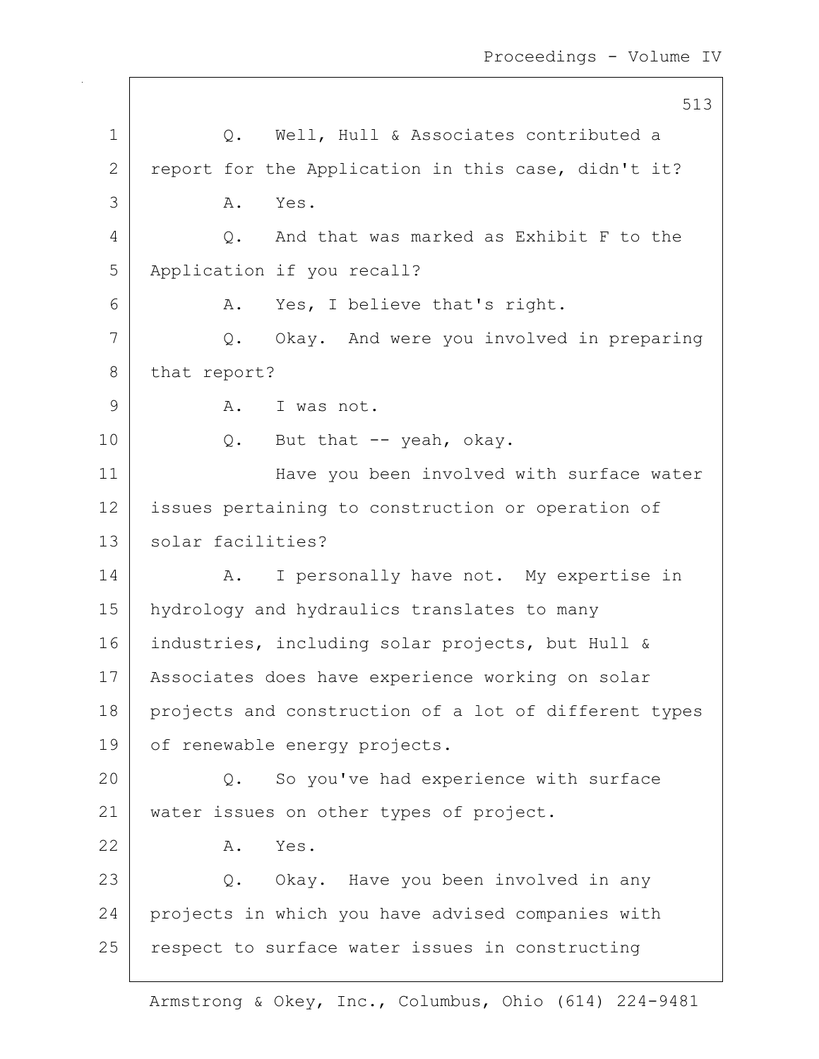Q. Well, Hull & Associates contributed a report for the Application in this case, didn't it?

A. Yes.

Q. And that was marked as Exhibit F to the Application if you recall?

A. Yes, I believe that's right.

Q. Okay. And were you involved in preparing that report?

A. I was not.

Q. But that -- yeah, okay.

Have you been involved with surface water issues pertaining to construction or operation of solar facilities?

A. I personally have not. My expertise in hydrology and hydraulics translates to many industries, including solar projects, but Hull & Associates does have experience working on solar projects and construction of a lot of different types of renewable energy projects.

Q. So you've had experience with surface water issues on other types of project.

A. Yes.

Q. Okay. Have you been involved in any projects in which you have advised companies with respect to surface water issues in constructing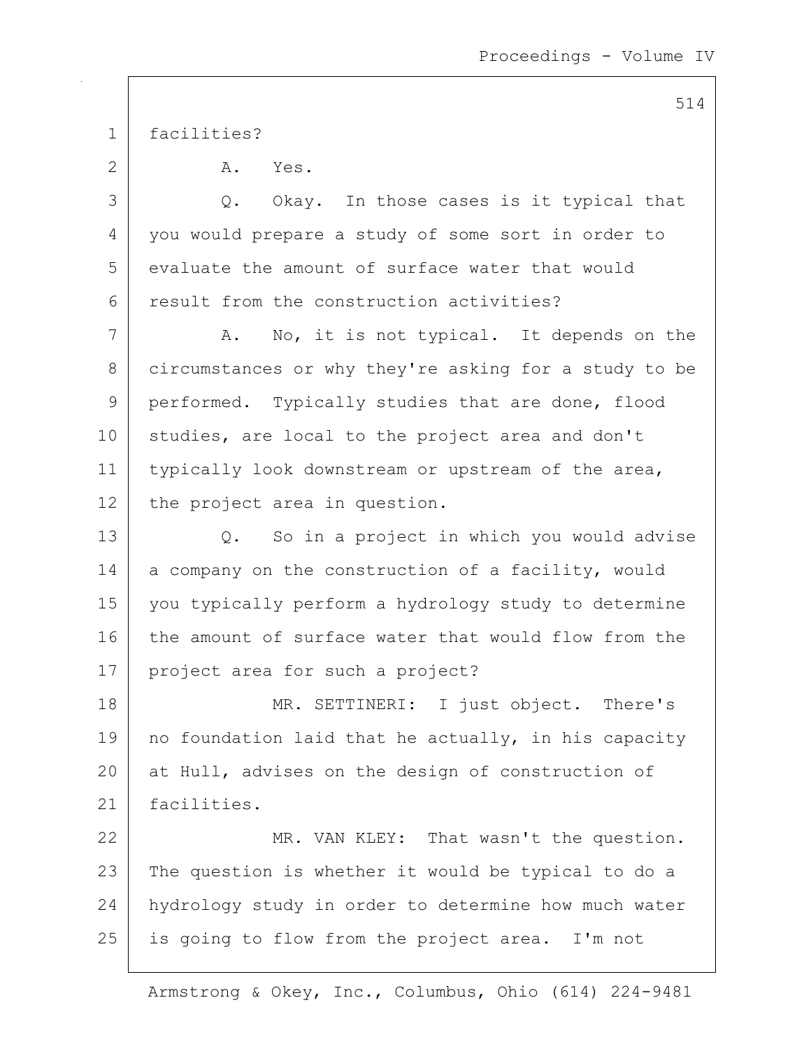facilities?

A. Yes.

Q. Okay. In those cases is it typical that you would prepare a study of some sort in order to evaluate the amount of surface water that would result from the construction activities?

A. No, it is not typical. It depends on the circumstances or why they're asking for a study to be performed. Typically studies that are done, flood studies, are local to the project area and don't typically look downstream or upstream of the area, the project area in question.

Q. So in a project in which you would advise a company on the construction of a facility, would you typically perform a hydrology study to determine the amount of surface water that would flow from the project area for such a project?

MR. SETTINERI: I just object. There's no foundation laid that he actually, in his capacity at Hull, advises on the design of construction of facilities.

MR. VAN KLEY: That wasn't the question. The question is whether it would be typical to do a hydrology study in order to determine how much water is going to flow from the project area. I'm not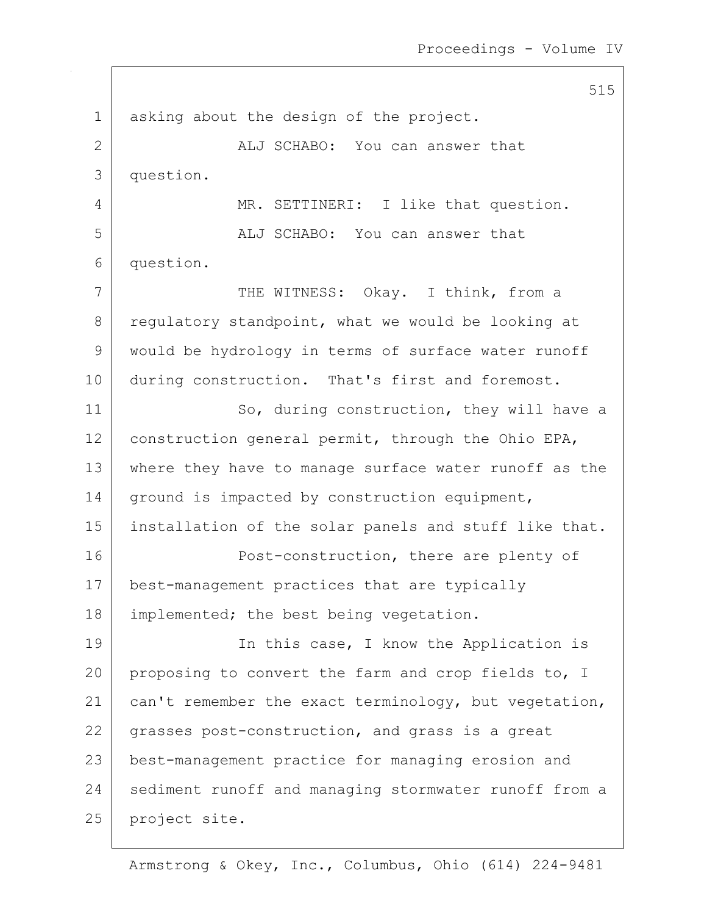asking about the design of the project.

ALJ SCHABO: You can answer that question.

MR. SETTINERI: I like that question.

ALJ SCHABO: You can answer that question.

THE WITNESS: Okay. I think, from a regulatory standpoint, what we would be looking at would be hydrology in terms of surface water runoff during construction. That's first and foremost.

So, during construction, they will have a construction general permit, through the Ohio EPA, where they have to manage surface water runoff as the ground is impacted by construction equipment, installation of the solar panels and stuff like that.

Post-construction, there are plenty of best-management practices that are typically implemented; the best being vegetation.

In this case, I know the Application is proposing to convert the farm and crop fields to, I can't remember the exact terminology, but vegetation, grasses post-construction, and grass is a great best-management practice for managing erosion and sediment runoff and managing stormwater runoff from a project site.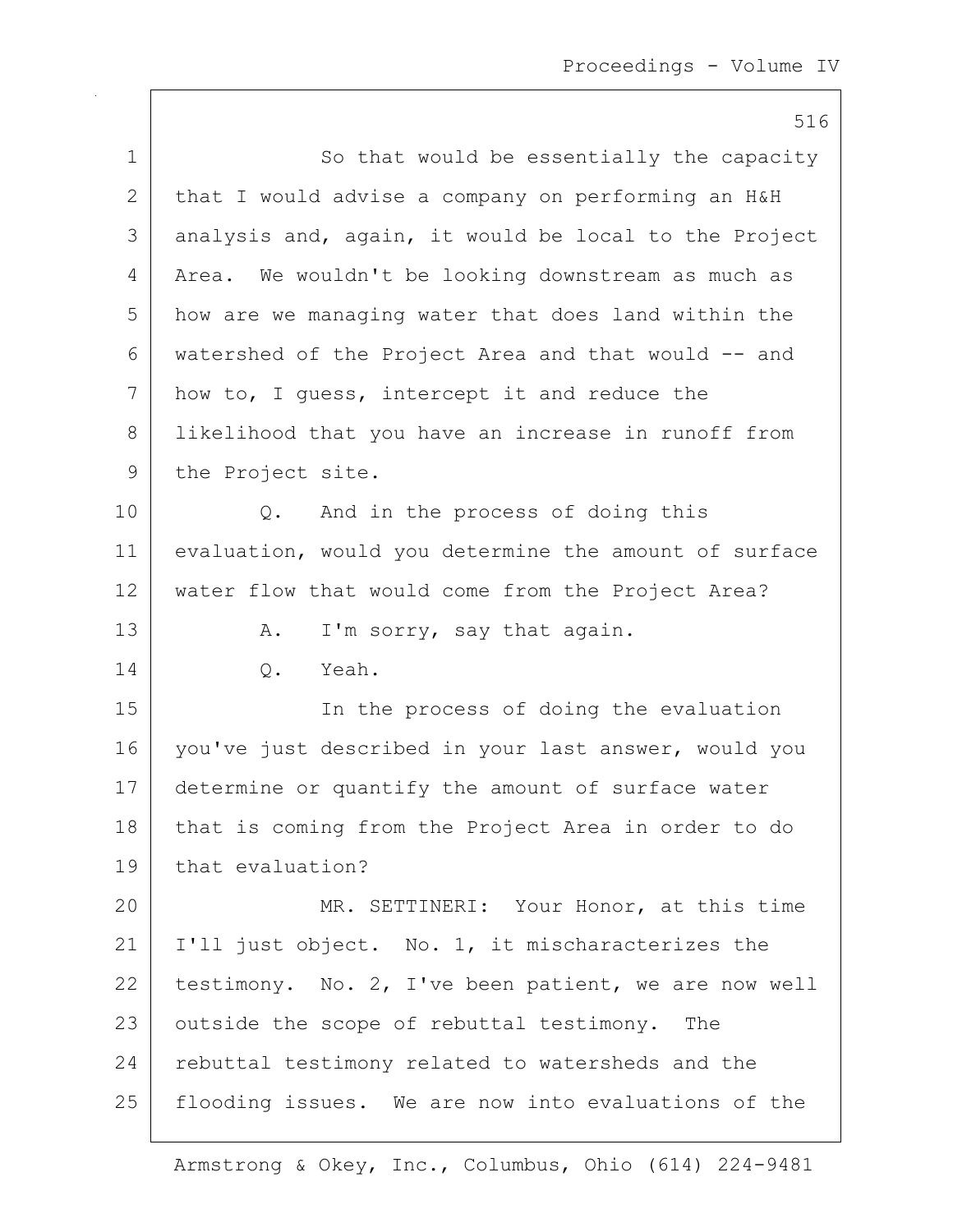So that would be essentially the capacity that I would advise a company on performing an H&H analysis and, again, it would be local to the Project Area. We wouldn't be looking downstream as much as how are we managing water that does land within the watershed of the Project Area and that would -- and how to, I guess, intercept it and reduce the likelihood that you have an increase in runoff from the Project site.

Q. And in the process of doing this evaluation, would you determine the amount of surface water flow that would come from the Project Area?

A. I'm sorry, say that again.

Q. Yeah.

In the process of doing the evaluation you've just described in your last answer, would you determine or quantify the amount of surface water that is coming from the Project Area in order to do that evaluation?

MR. SETTINERI: Your Honor, at this time I'll just object. No. 1, it mischaracterizes the testimony. No. 2, I've been patient, we are now well outside the scope of rebuttal testimony. The rebuttal testimony related to watersheds and the flooding issues. We are now into evaluations of the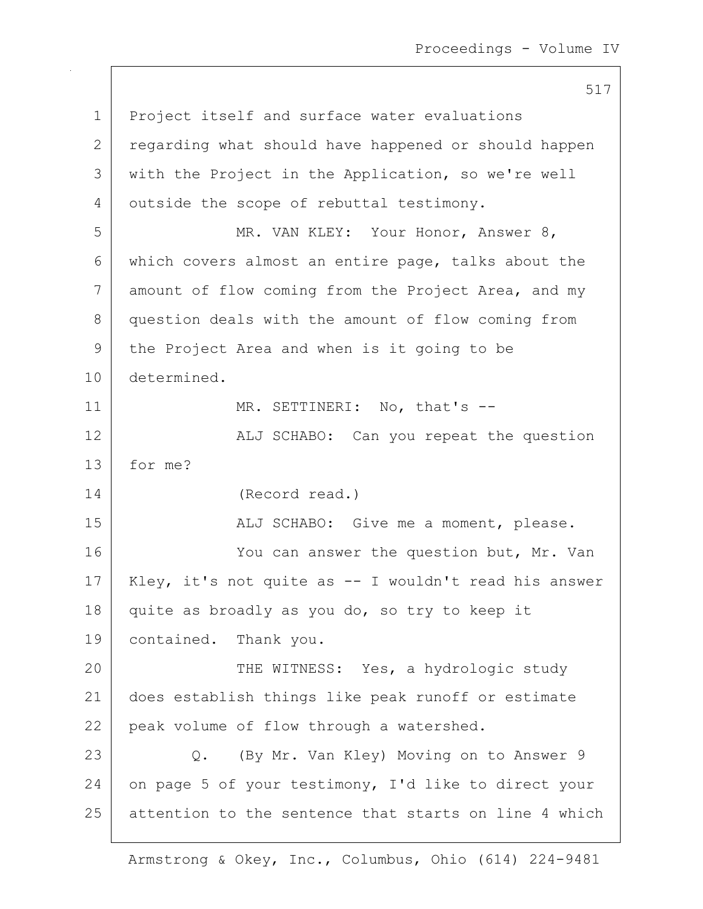Project itself and surface water evaluations regarding what should have happened or should happen with the Project in the Application, so we're well outside the scope of rebuttal testimony.

MR. VAN KLEY: Your Honor, Answer 8, which covers almost an entire page, talks about the amount of flow coming from the Project Area, and my question deals with the amount of flow coming from the Project Area and when is it going to be determined.

MR. SETTINERI: No, that's --

ALJ SCHABO: Can you repeat the question for me?

(Record read.)

ALJ SCHABO: Give me a moment, please.

You can answer the question but, Mr. Van Kley, it's not quite as -- I wouldn't read his answer quite as broadly as you do, so try to keep it contained. Thank you.

THE WITNESS: Yes, a hydrologic study does establish things like peak runoff or estimate peak volume of flow through a watershed.

Q. (By Mr. Van Kley) Moving on to Answer 9 on page 5 of your testimony, I'd like to direct your attention to the sentence that starts on line 4 which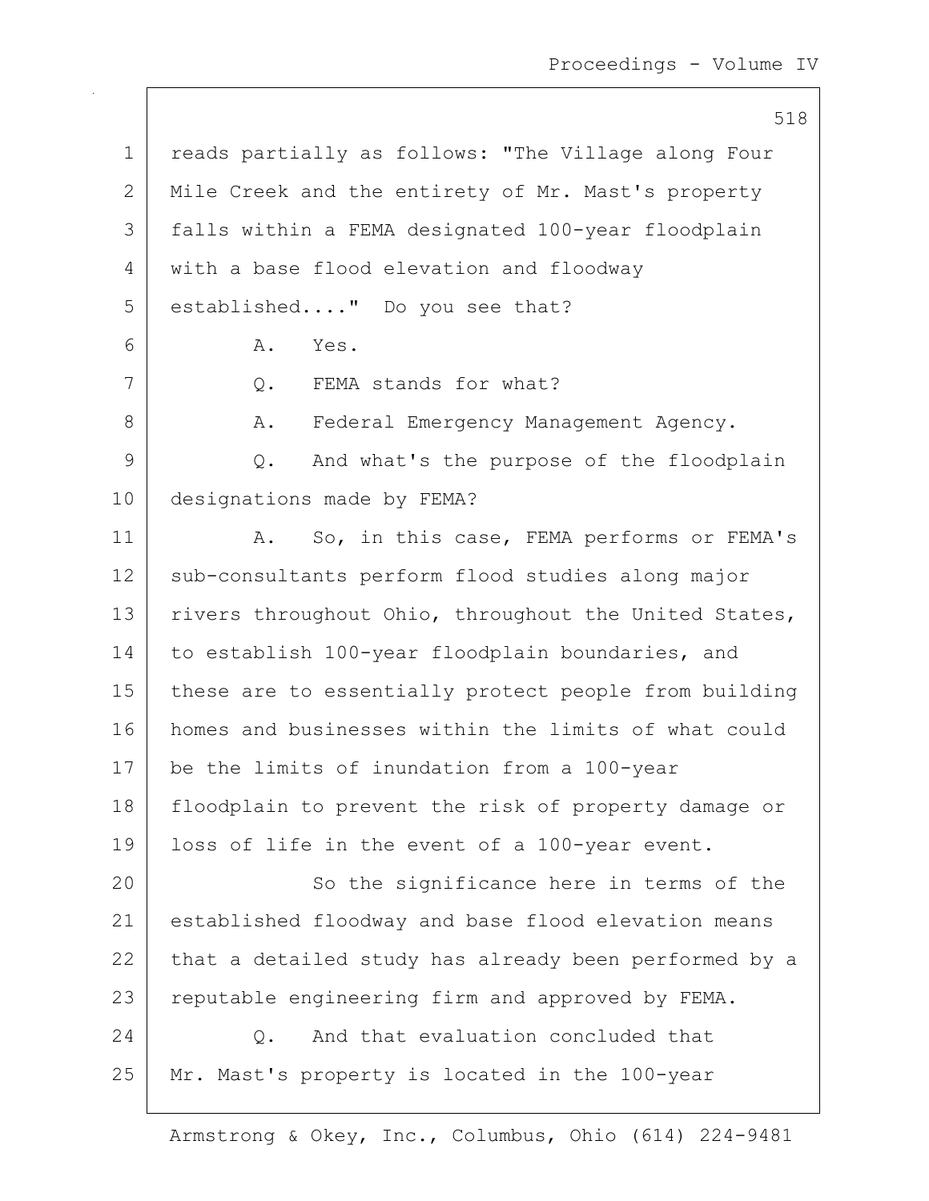reads partially as follows: "The Village along Four Mile Creek and the entirety of Mr. Mast's property falls within a FEMA designated 100-year floodplain with a base flood elevation and floodway established...." Do you see that?

A. Yes.

Q. FEMA stands for what?

A. Federal Emergency Management Agency.

Q. And what's the purpose of the floodplain designations made by FEMA?

A. So, in this case, FEMA performs or FEMA's sub-consultants perform flood studies along major rivers throughout Ohio, throughout the United States, to establish 100-year floodplain boundaries, and these are to essentially protect people from building homes and businesses within the limits of what could be the limits of inundation from a 100-year floodplain to prevent the risk of property damage or loss of life in the event of a 100-year event.

So the significance here in terms of the established floodway and base flood elevation means that a detailed study has already been performed by a reputable engineering firm and approved by FEMA.

Q. And that evaluation concluded that Mr. Mast's property is located in the 100-year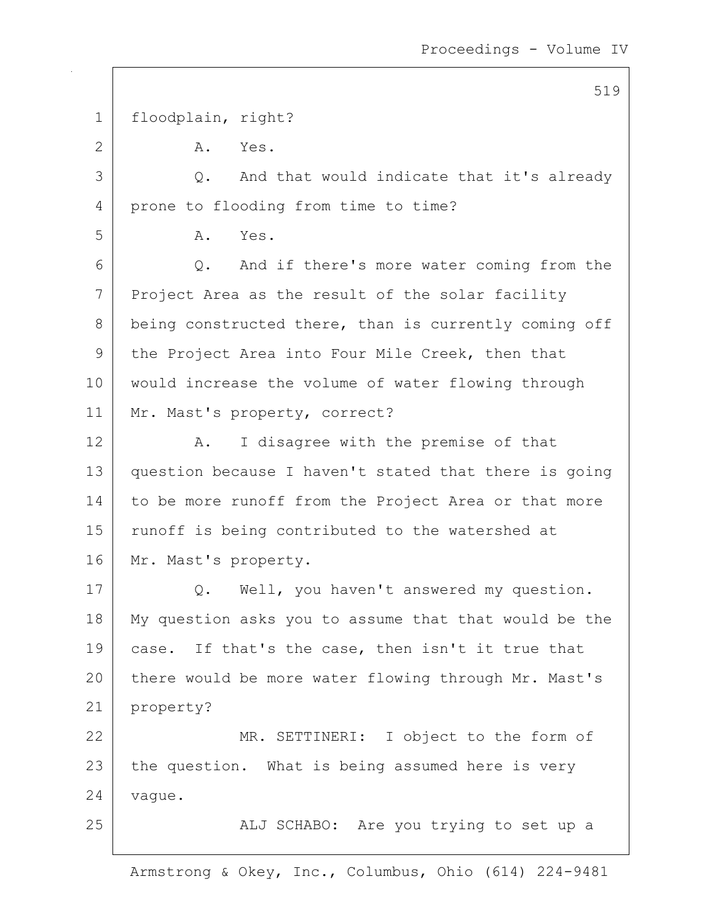floodplain, right?

A. Yes.

Q. And that would indicate that it's already prone to flooding from time to time?

A. Yes.

Q. And if there's more water coming from the Project Area as the result of the solar facility being constructed there, than is currently coming off the Project Area into Four Mile Creek, then that would increase the volume of water flowing through Mr. Mast's property, correct?

A. I disagree with the premise of that question because I haven't stated that there is going to be more runoff from the Project Area or that more runoff is being contributed to the watershed at Mr. Mast's property.

Q. Well, you haven't answered my question. My question asks you to assume that that would be the case. If that's the case, then isn't it true that there would be more water flowing through Mr. Mast's property?

MR. SETTINERI: I object to the form of the question. What is being assumed here is very vague.

ALJ SCHABO: Are you trying to set up a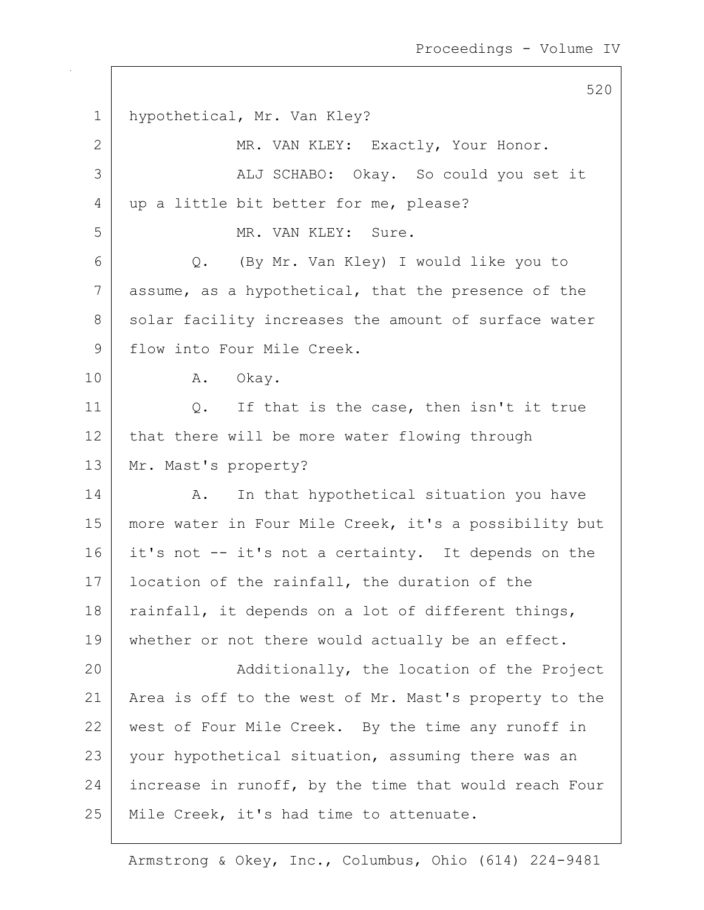hypothetical, Mr. Van Kley?

MR. VAN KLEY: Exactly, Your Honor.

ALJ SCHABO: Okay. So could you set it up a little bit better for me, please?

MR. VAN KLEY: Sure.

Q. (By Mr. Van Kley) I would like you to assume, as a hypothetical, that the presence of the solar facility increases the amount of surface water flow into Four Mile Creek.

A. Okay.

Q. If that is the case, then isn't it true that there will be more water flowing through Mr. Mast's property?

A. In that hypothetical situation you have more water in Four Mile Creek, it's a possibility but it's not -- it's not a certainty. It depends on the location of the rainfall, the duration of the rainfall, it depends on a lot of different things, whether or not there would actually be an effect.

Additionally, the location of the Project Area is off to the west of Mr. Mast's property to the west of Four Mile Creek. By the time any runoff in your hypothetical situation, assuming there was an increase in runoff, by the time that would reach Four Mile Creek, it's had time to attenuate.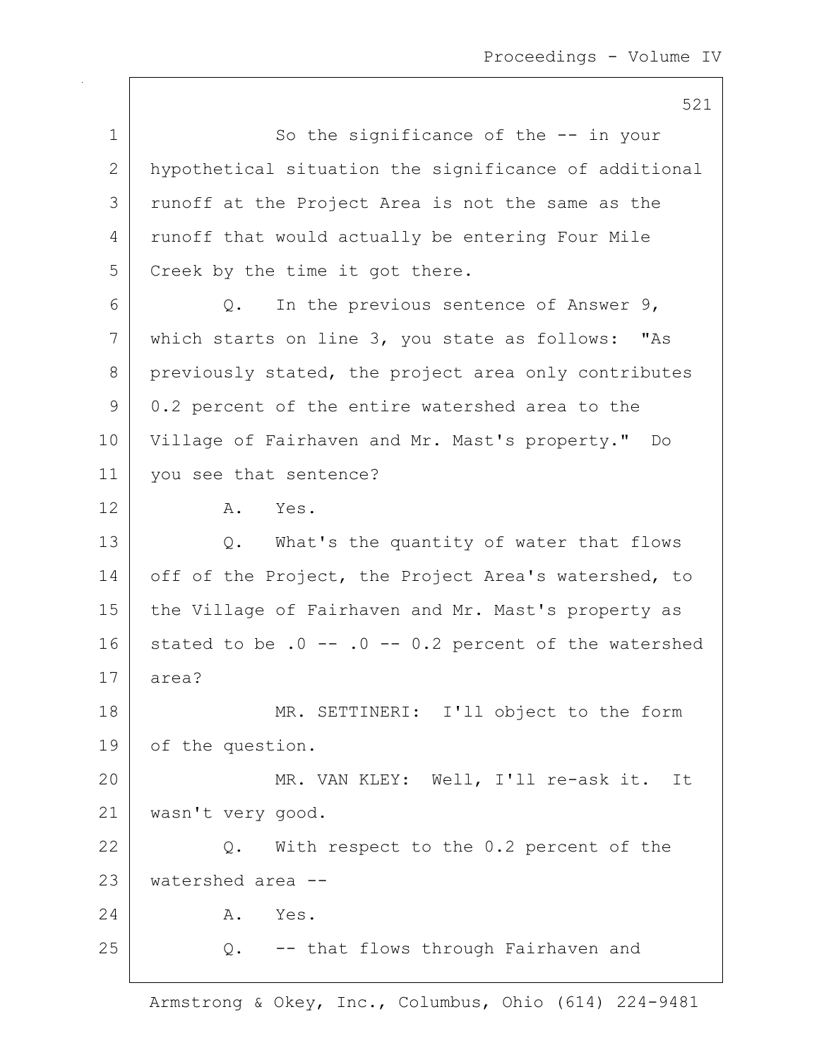So the significance of the -- in your hypothetical situation the significance of additional runoff at the Project Area is not the same as the runoff that would actually be entering Four Mile Creek by the time it got there.

Q. In the previous sentence of Answer 9, which starts on line 3, you state as follows: "As previously stated, the project area only contributes 0.2 percent of the entire watershed area to the Village of Fairhaven and Mr. Mast's property." Do you see that sentence?

A. Yes.

Q. What's the quantity of water that flows off of the Project, the Project Area's watershed, to the Village of Fairhaven and Mr. Mast's property as stated to be .0 -- .0 -- 0.2 percent of the watershed area?

MR. SETTINERI: I'll object to the form of the question.

MR. VAN KLEY: Well, I'll re-ask it. It wasn't very good.

Q. With respect to the 0.2 percent of the watershed area --

A. Yes.

Q. -- that flows through Fairhaven and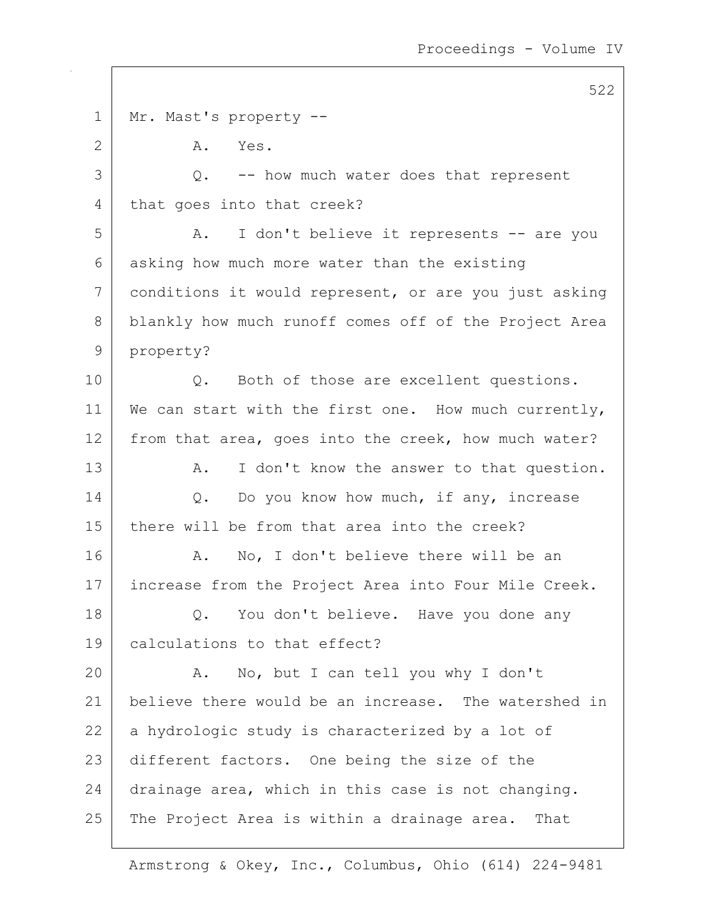Mr. Mast's property --

A. Yes.

Q. -- how much water does that represent that goes into that creek?

A. I don't believe it represents -- are you asking how much more water than the existing conditions it would represent, or are you just asking blankly how much runoff comes off of the Project Area property?

Q. Both of those are excellent questions. We can start with the first one. How much currently, from that area, goes into the creek, how much water?

A. I don't know the answer to that question.

Q. Do you know how much, if any, increase there will be from that area into the creek?

A. No, I don't believe there will be an increase from the Project Area into Four Mile Creek.

Q. You don't believe. Have you done any calculations to that effect?

A. No, but I can tell you why I don't believe there would be an increase. The watershed in a hydrologic study is characterized by a lot of different factors. One being the size of the drainage area, which in this case is not changing. The Project Area is within a drainage area. That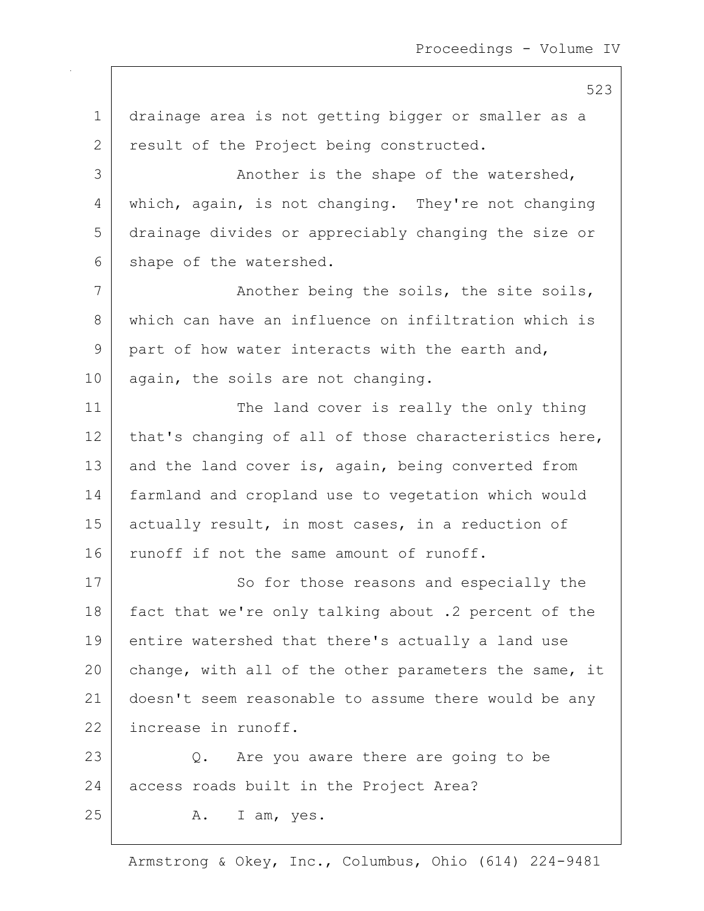drainage area is not getting bigger or smaller as a result of the Project being constructed.

Another is the shape of the watershed, which, again, is not changing. They're not changing drainage divides or appreciably changing the size or shape of the watershed.

Another being the soils, the site soils, which can have an influence on infiltration which is part of how water interacts with the earth and, again, the soils are not changing.

The land cover is really the only thing that's changing of all of those characteristics here, and the land cover is, again, being converted from farmland and cropland use to vegetation which would actually result, in most cases, in a reduction of runoff if not the same amount of runoff.

So for those reasons and especially the fact that we're only talking about .2 percent of the entire watershed that there's actually a land use change, with all of the other parameters the same, it doesn't seem reasonable to assume there would be any increase in runoff.

Q. Are you aware there are going to be access roads built in the Project Area?

A. I am, yes.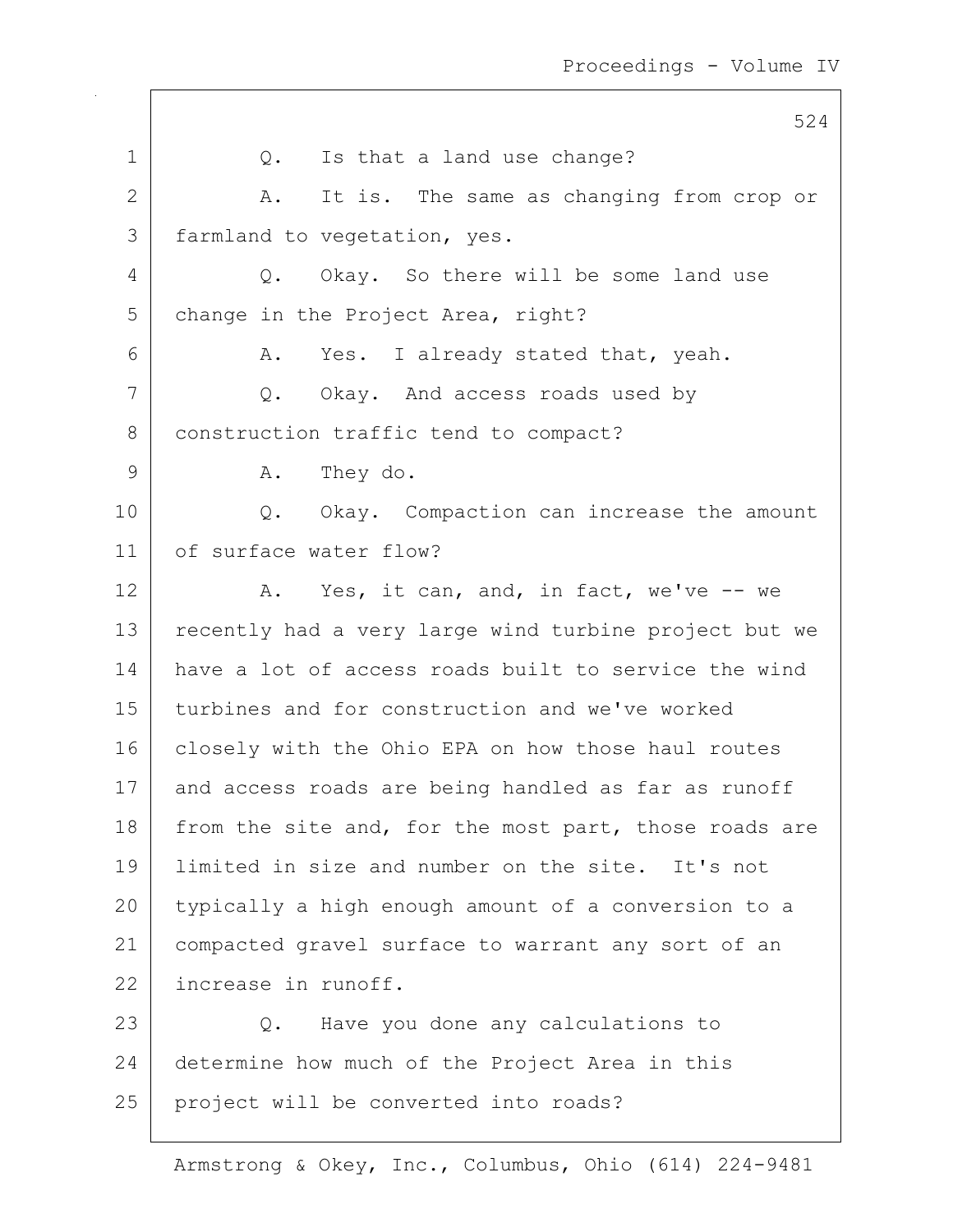Q. Is that a land use change?

A. It is. The same as changing from crop or farmland to vegetation, yes.

Q. Okay. So there will be some land use change in the Project Area, right?

A. Yes. I already stated that, yeah.

Q. Okay. And access roads used by construction traffic tend to compact?

A. They do.

Q. Okay. Compaction can increase the amount of surface water flow?

A. Yes, it can, and, in fact, we've -- we recently had a very large wind turbine project but we have a lot of access roads built to service the wind turbines and for construction and we've worked closely with the Ohio EPA on how those haul routes and access roads are being handled as far as runoff from the site and, for the most part, those roads are limited in size and number on the site. It's not typically a high enough amount of a conversion to a compacted gravel surface to warrant any sort of an increase in runoff.

Q. Have you done any calculations to determine how much of the Project Area in this project will be converted into roads?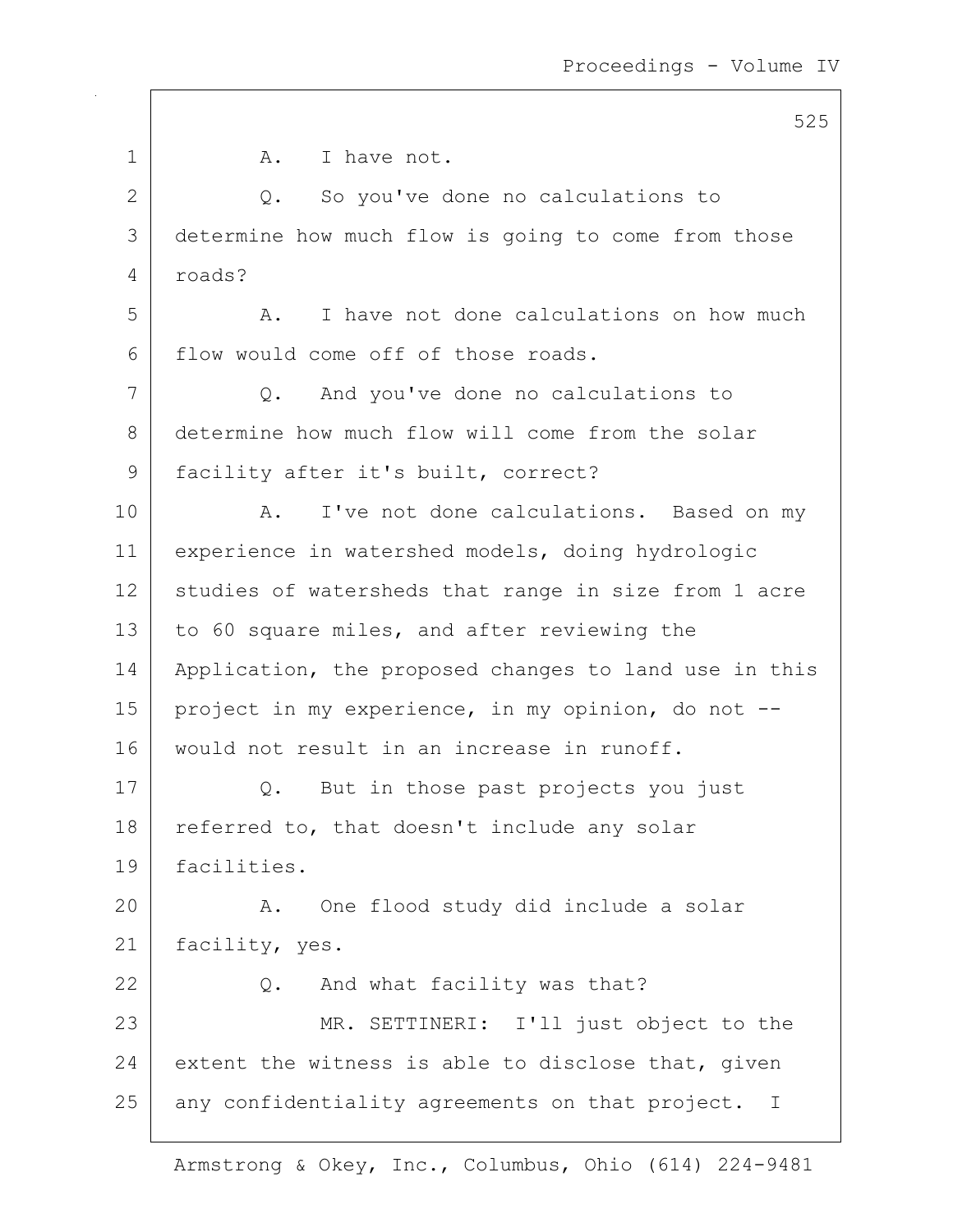A. I have not.

Q. So you've done no calculations to determine how much flow is going to come from those roads?

A. I have not done calculations on how much flow would come off of those roads.

Q. And you've done no calculations to determine how much flow will come from the solar facility after it's built, correct?

A. I've not done calculations. Based on my experience in watershed models, doing hydrologic studies of watersheds that range in size from 1 acre to 60 square miles, and after reviewing the Application, the proposed changes to land use in this project in my experience, in my opinion, do not -- would not result in an increase in runoff.

Q. But in those past projects you just referred to, that doesn't include any solar facilities.

A. One flood study did include a solar facility, yes.

Q. And what facility was that?

MR. SETTINERI: I'll just object to the extent the witness is able to disclose that, given any confidentiality agreements on that project. I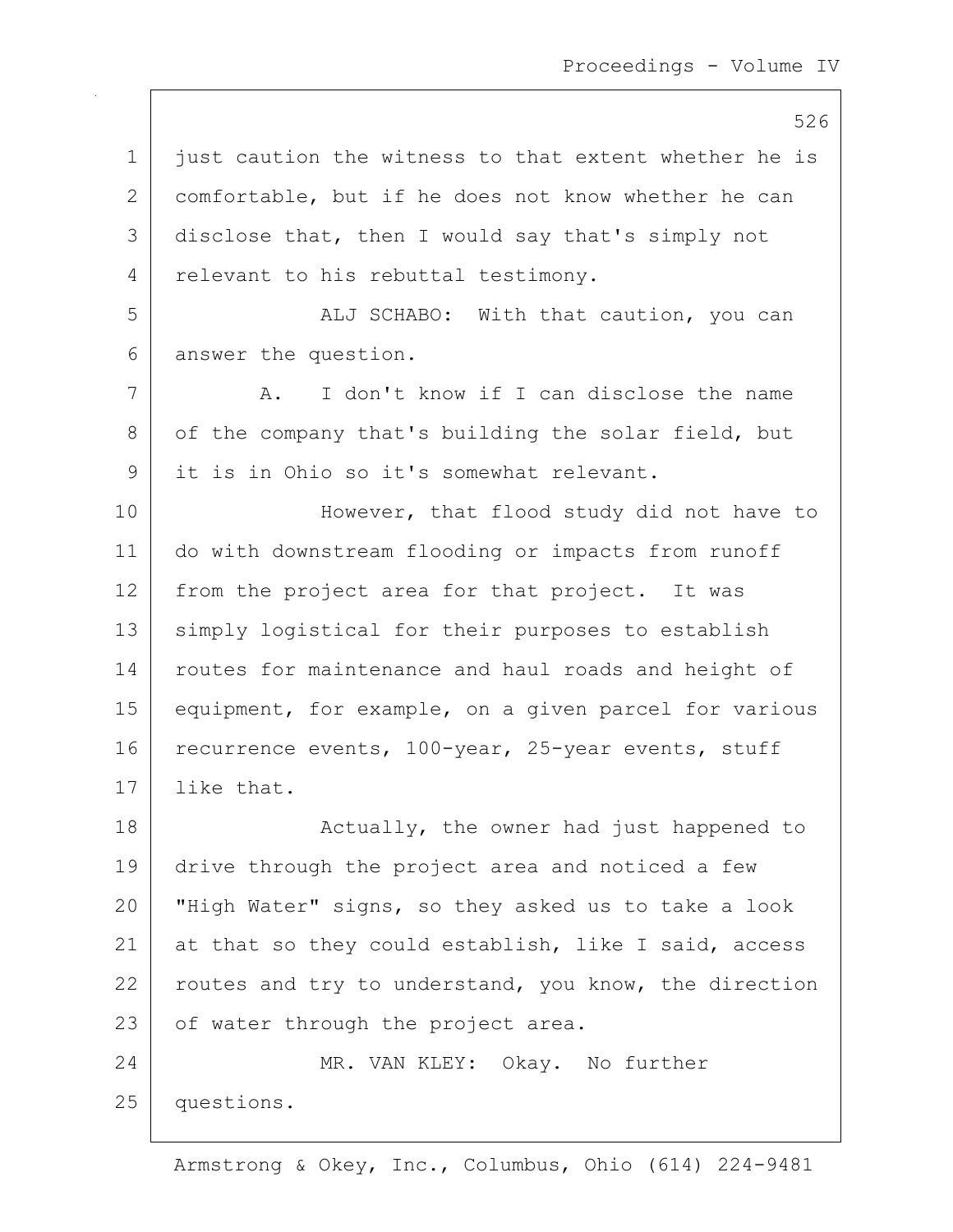just caution the witness to that extent whether he is comfortable, but if he does not know whether he can disclose that, then I would say that's simply not relevant to his rebuttal testimony.

ALJ SCHABO: With that caution, you can answer the question.

A. I don't know if I can disclose the name of the company that's building the solar field, but it is in Ohio so it's somewhat relevant.

However, that flood study did not have to do with downstream flooding or impacts from runoff from the project area for that project. It was simply logistical for their purposes to establish routes for maintenance and haul roads and height of equipment, for example, on a given parcel for various recurrence events, 100-year, 25-year events, stuff like that.

Actually, the owner had just happened to drive through the project area and noticed a few "High Water" signs, so they asked us to take a look at that so they could establish, like I said, access routes and try to understand, you know, the direction of water through the project area.

MR. VAN KLEY: Okay. No further questions.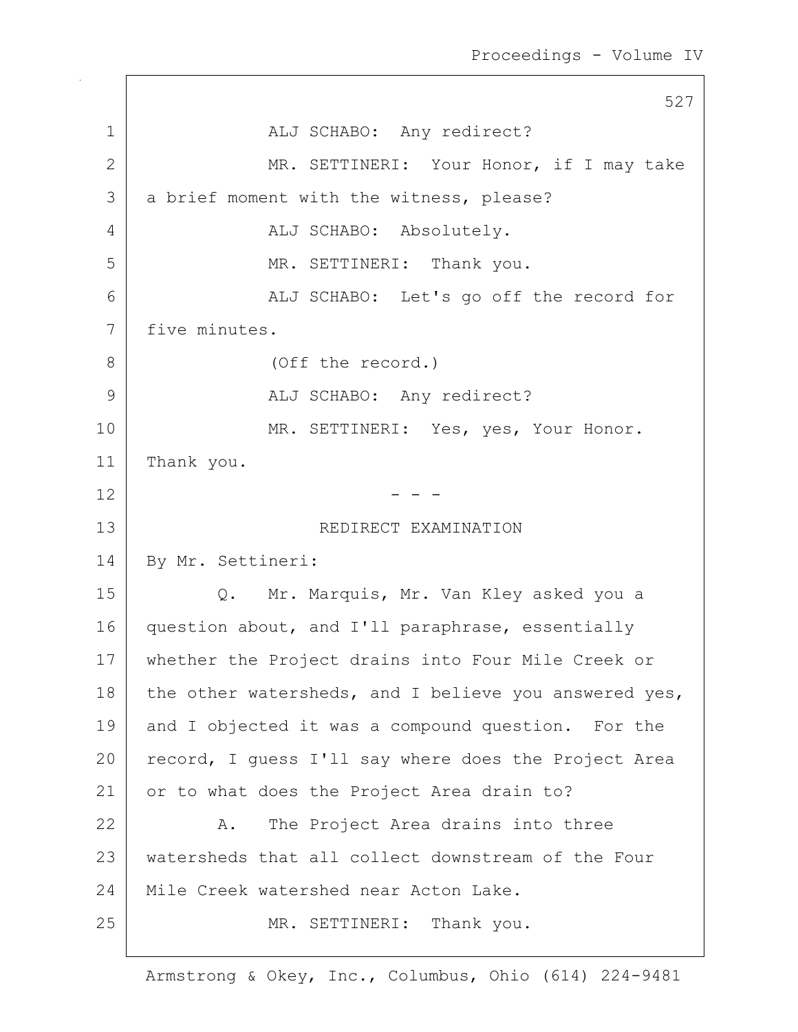ALJ SCHABO: Any redirect?

MR. SETTINERI: Your Honor, if I may take a brief moment with the witness, please?

ALJ SCHABO: Absolutely.

MR. SETTINERI: Thank you.

ALJ SCHABO: Let's go off the record for five minutes.

(Off the record.)

ALJ SCHABO: Any redirect?

MR. SETTINERI: Yes, yes, Your Honor. Thank you.

- - -

REDIRECT EXAMINATION

By Mr. Settineri:

Q. Mr. Marquis, Mr. Van Kley asked you a question about, and I'll paraphrase, essentially whether the Project drains into Four Mile Creek or the other watersheds, and I believe you answered yes, and I objected it was a compound question. For the record, I guess I'll say where does the Project Area or to what does the Project Area drain to?

A. The Project Area drains into three watersheds that all collect downstream of the Four Mile Creek watershed near Acton Lake.

MR. SETTINERI: Thank you.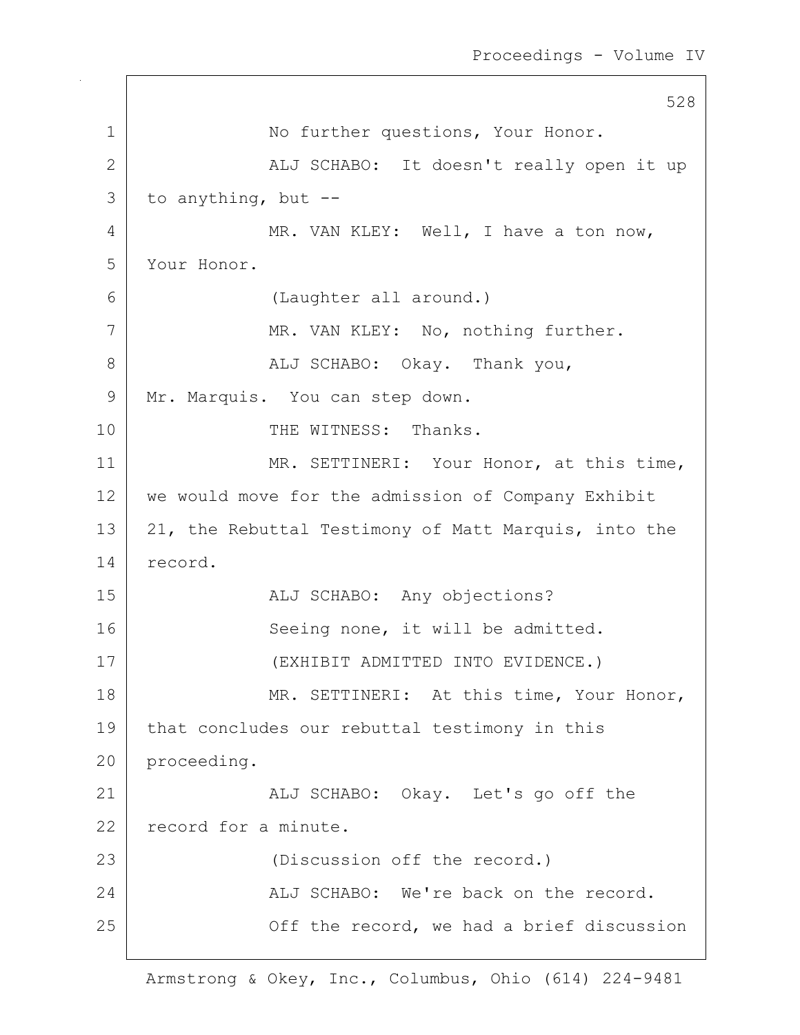1 No further questions, Your Honor.

2 ALJ SCHABO: It doesn't really open it up

3 to anything, but --

4 MR. VAN KLEY: Well, I have a ton now,

5 Your Honor.

6 (Laughter all around.)

7 MR. VAN KLEY: No, nothing further.

8 ALJ SCHABO: Okay. Thank you,

9 Mr. Marquis. You can step down.

10 THE WITNESS: Thanks.

11 MR. SETTINERI: Your Honor, at this time,

12 we would move for the admission of Company Exhibit

13 21, the Rebuttal Testimony of Matt Marquis, into the

14 record.

15 ALJ SCHABO: Any objections?

16 Seeing none, it will be admitted.

17 (EXHIBIT ADMITTED INTO EVIDENCE.)

18 MR. SETTINERI: At this time, Your Honor,

19 that concludes our rebuttal testimony in this

20 proceeding.

21 ALJ SCHABO: Okay. Let's go off the

22 record for a minute.

23 (Discussion off the record.)

24 ALJ SCHABO: We're back on the record.

25 Off the record, we had a brief discussion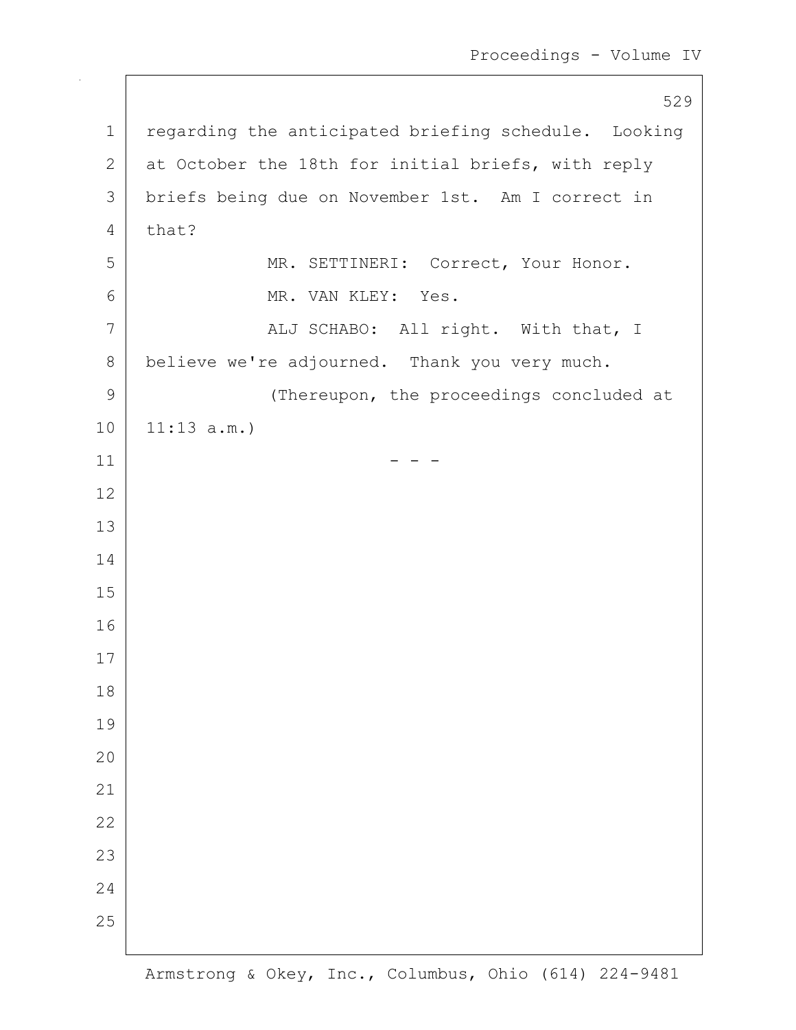regarding the anticipated briefing schedule. Looking at October the 18th for initial briefs, with reply briefs being due on November 1st. Am I correct in that?

MR. SETTINERI: Correct, Your Honor.

MR. VAN KLEY: Yes.

ALJ SCHABO: All right. With that, I believe we're adjourned. Thank you very much.

(Thereupon, the proceedings concluded at 11:13 a.m.)

- - -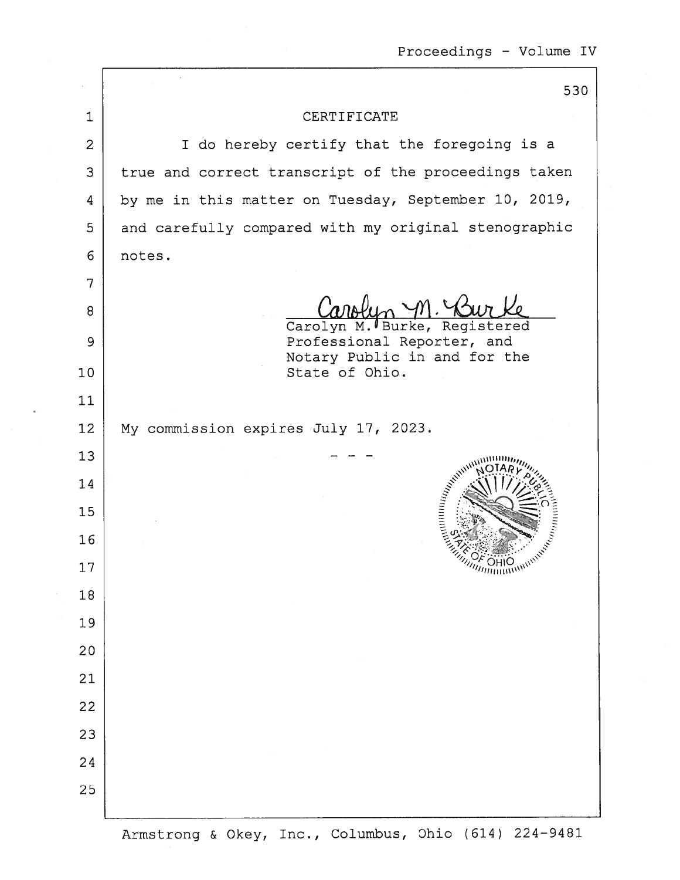# CERTIFICATE

I do hereby certify that the foregoing is a true and correct transcript of the proceedings taken by me in this matter on Tuesday, September 10, 2019, and carefully compared with my original stenographic notes.

Carolyn M. Burke, Registered Professional Reporter, and Notary Public in and for the State of Ohio.

My commission expires July 17, 2023.

\- - -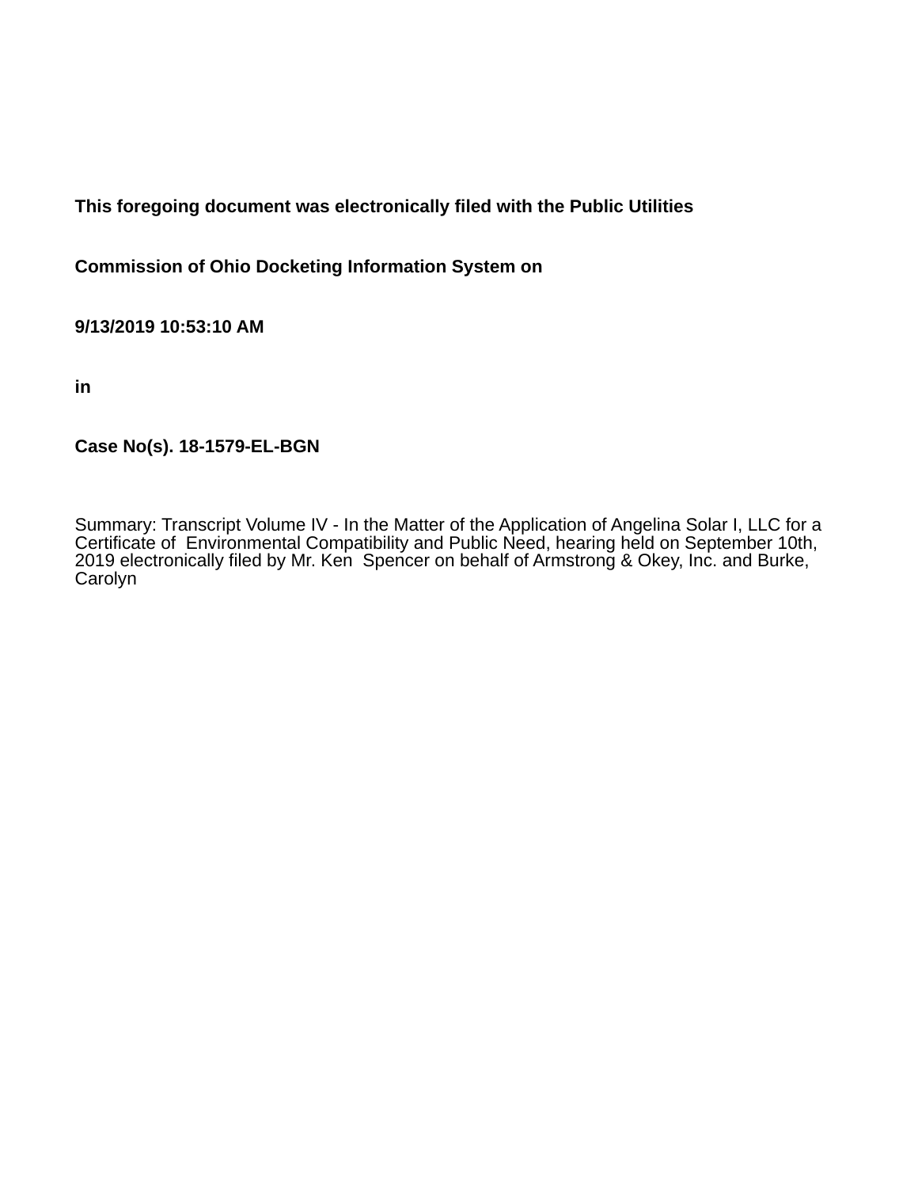**This foregoing document was electronically filed with the Public Utilities**

**Commission of Ohio Docketing Information System on**

**9/13/2019 10:53:10 AM**

**in**

**Case No(s). 18-1579-EL-BGN**

Summary: Transcript Volume IV - In the Matter of the Application of Angelina Solar I, LLC for a Certificate of Environmental Compatibility and Public Need, hearing held on September 10th, 2019 electronically filed by Mr. Ken Spencer on behalf of Armstrong & Okey, Inc. and Burke, Carolyn